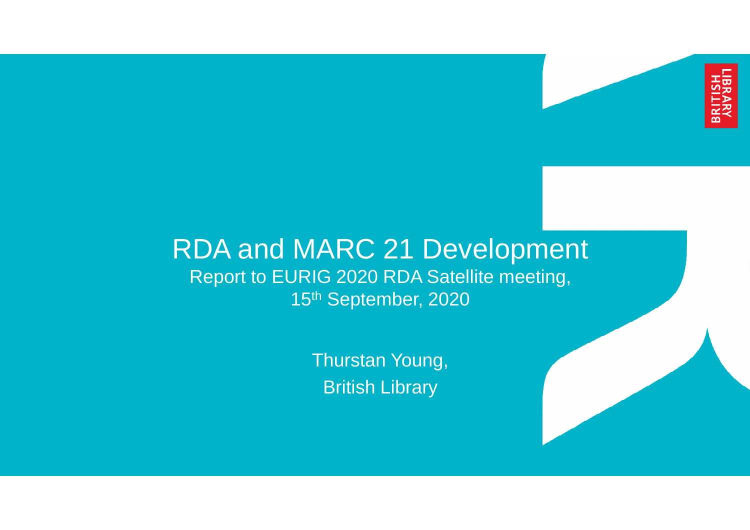# RDA and MARC 21 Development

Report to EURIG 2020 RDA Satellite meeting, 15th September, 2020

Thurstan Young,

British Library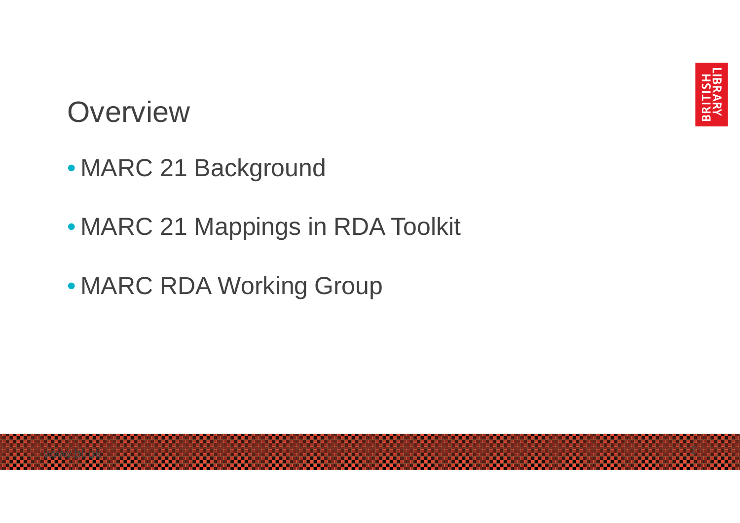# Overview

- MARC 21 Background
- MARC 21 Mappings in RDA Toolkit
- MARC RDA Working Group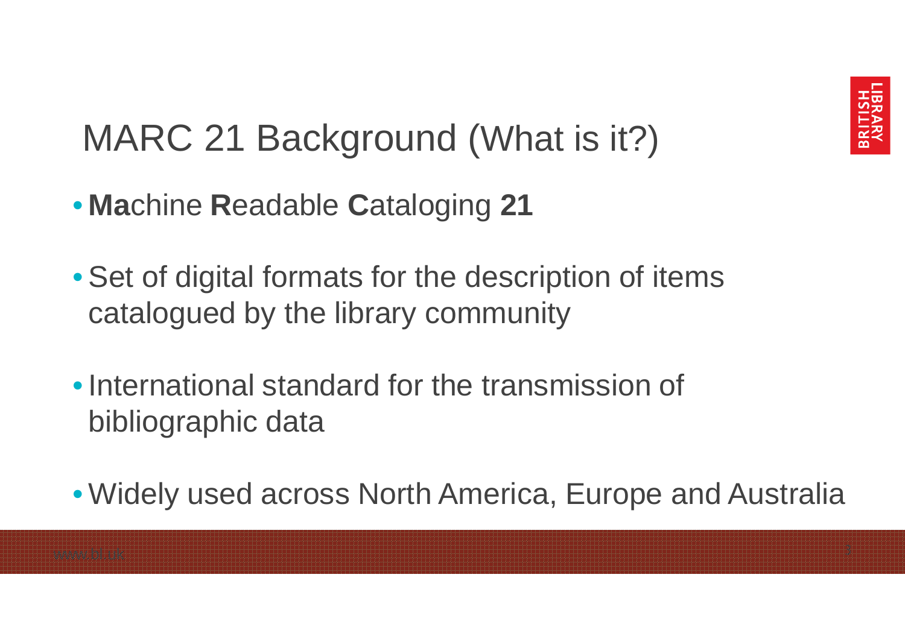# MARC 21 Background (What is it?)

- **Ma**chine **R**eadable **C**ataloging **21**
- Set of digital formats for the description of items catalogued by the library community
- International standard for the transmission of bibliographic data
- Widely used across North America, Europe and Australia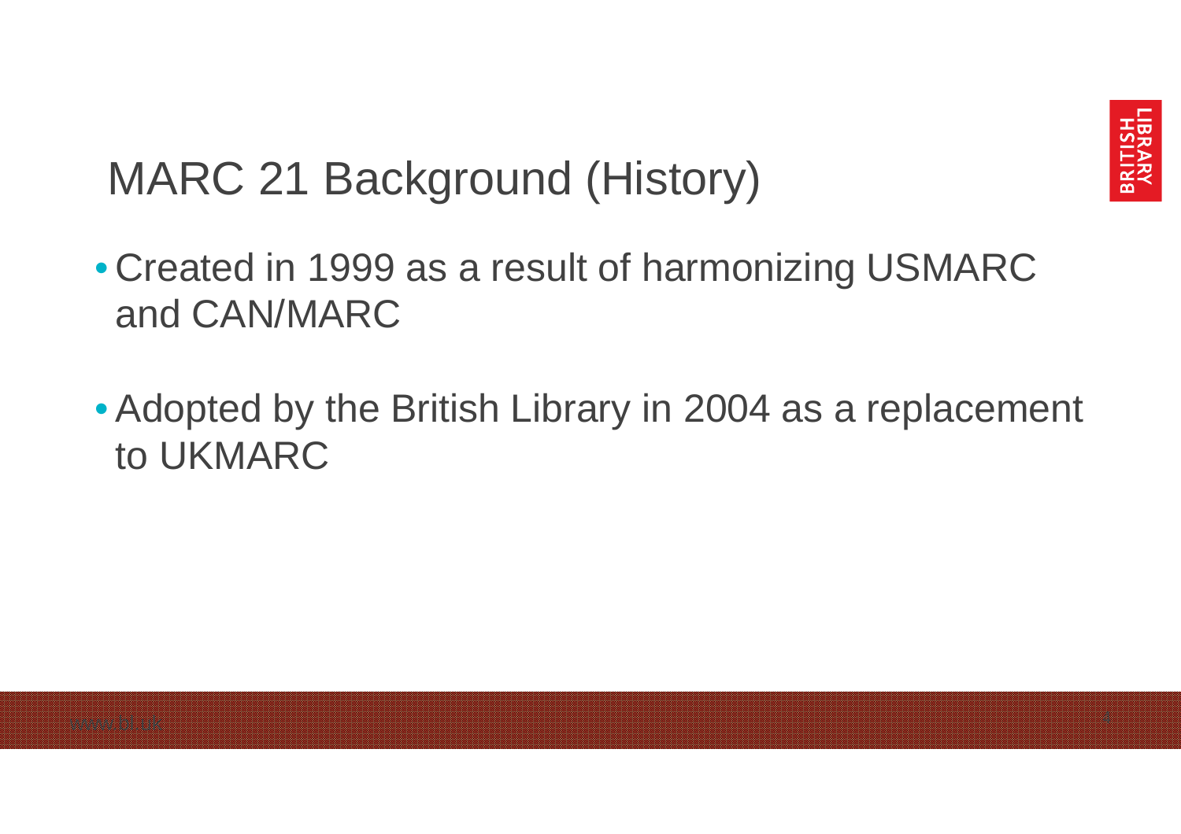# MARC 21 Background (History)

- Created in 1999 as a result of harmonizing USMARC and CAN/MARC
- Adopted by the British Library in 2004 as a replacement to UKMARC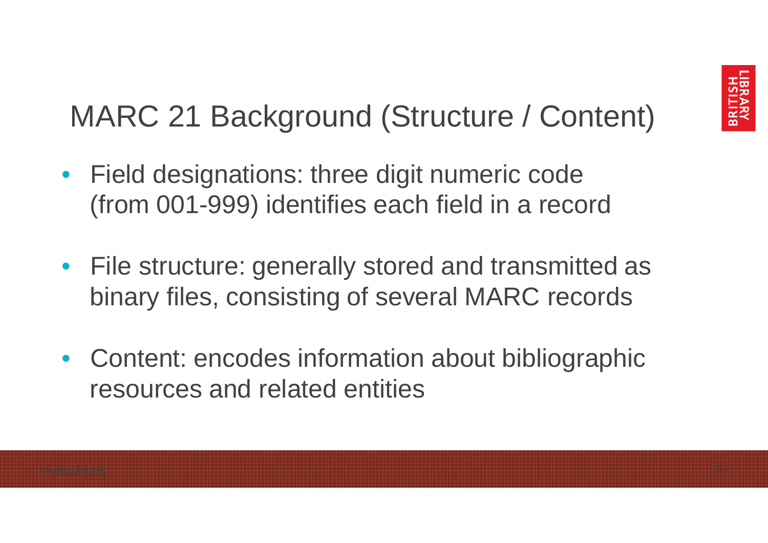# MARC 21 Background (Structure / Content)

- Field designations: three digit numeric code (from 001-999) identifies each field in a record
- File structure: generally stored and transmitted as binary files, consisting of several MARC records
- Content: encodes information about bibliographic resources and related entities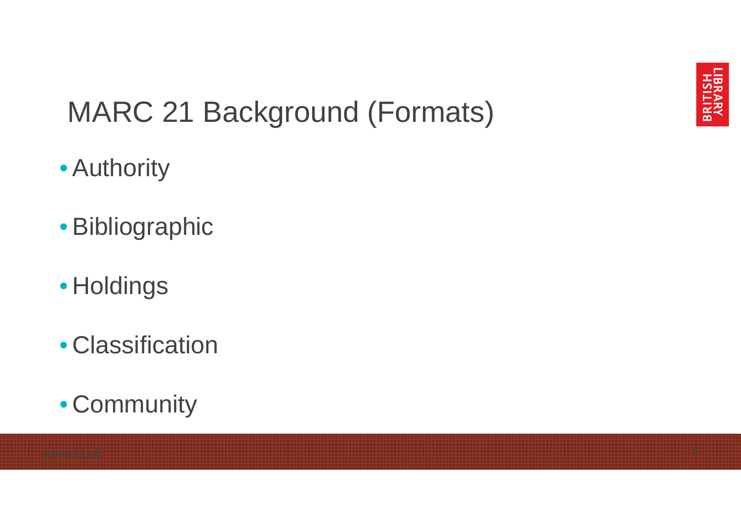# MARC 21 Background (Formats)

- Authority
- Bibliographic
- Holdings
- Classification
- Community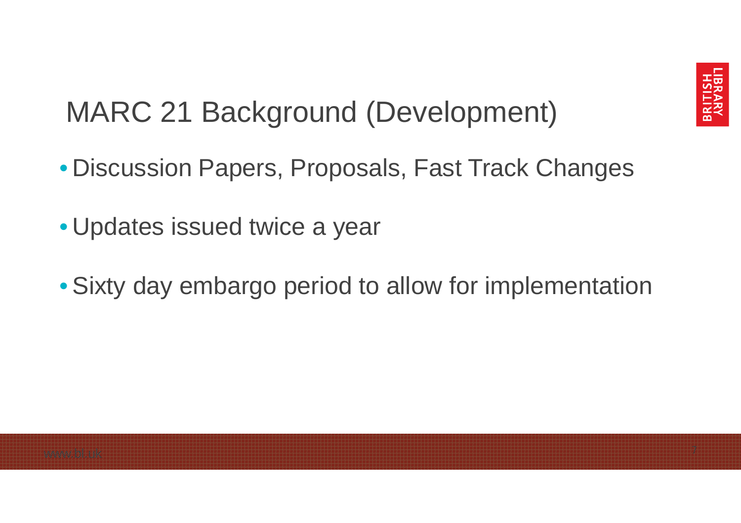# MARC 21 Background (Development)

- Discussion Papers, Proposals, Fast Track Changes
- Updates issued twice a year
- Sixty day embargo period to allow for implementation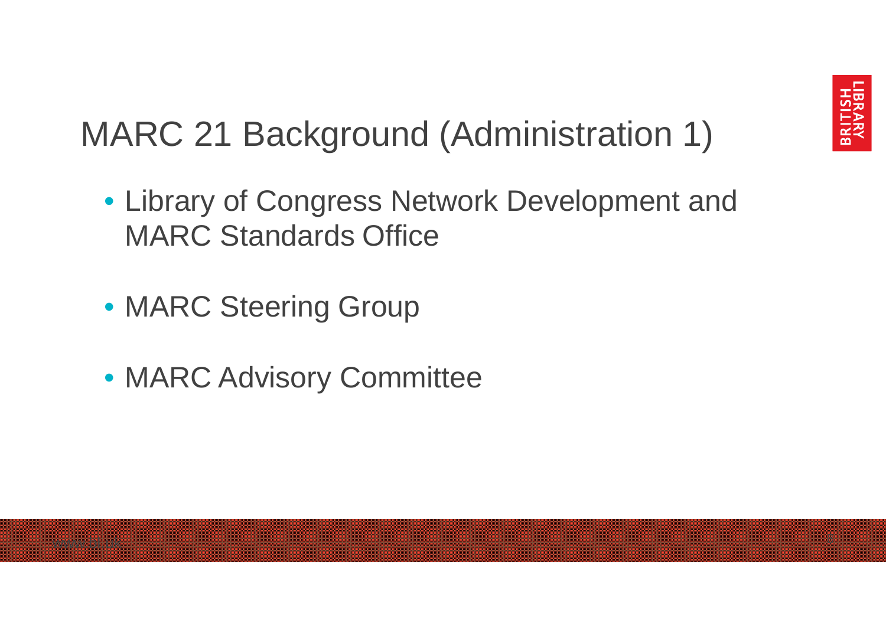# MARC 21 Background (Administration 1)

- Library of Congress Network Development and MARC Standards Office
- MARC Steering Group
- MARC Advisory Committee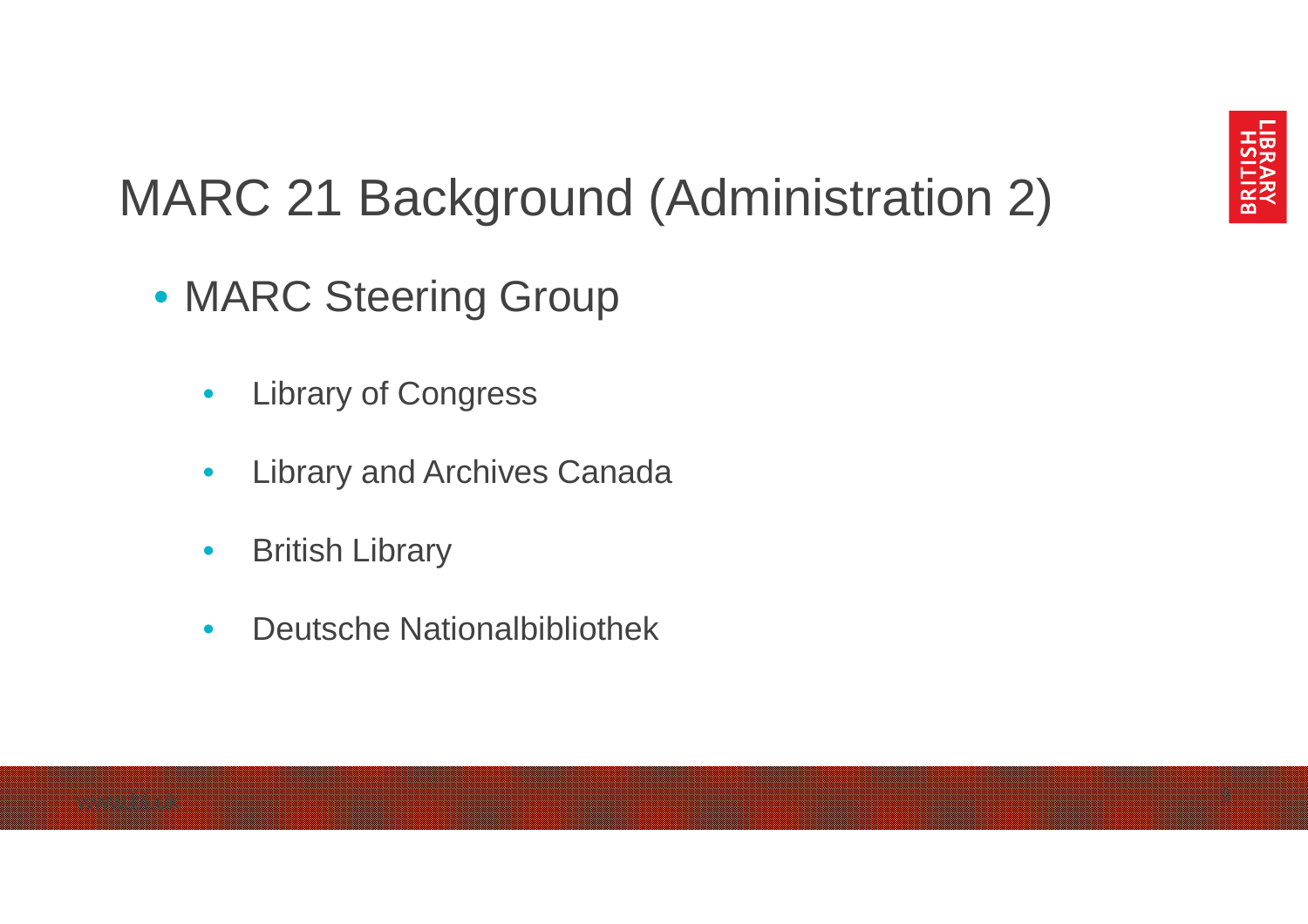# MARC 21 Background (Administration 2)

- MARC Steering Group
  - Library of Congress
  - Library and Archives Canada
  - British Library
  - Deutsche Nationalbibliothek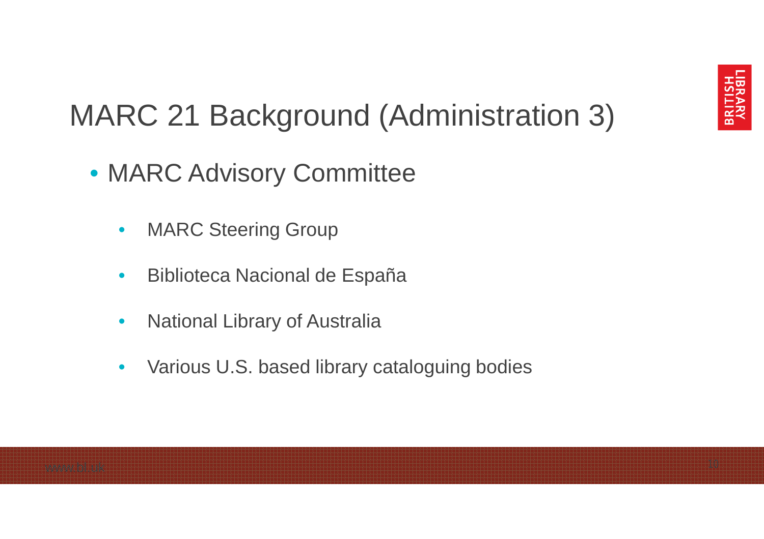# MARC 21 Background (Administration 3)

- MARC Advisory Committee
  - MARC Steering Group
  - Biblioteca Nacional de España
  - National Library of Australia
  - Various U.S. based library cataloguing bodies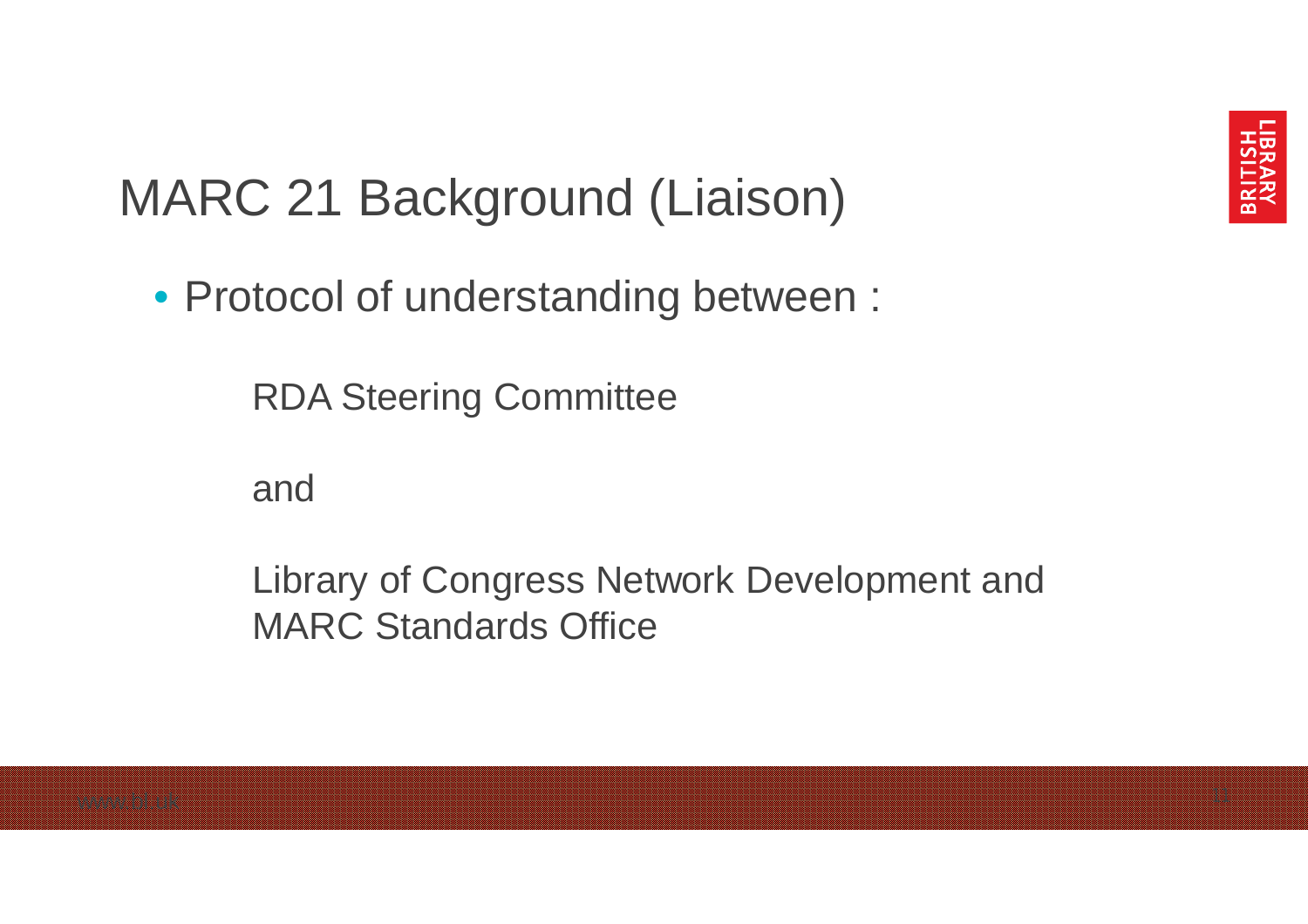# MARC 21 Background (Liaison)

- Protocol of understanding between :

  RDA Steering Committee

  and

  Library of Congress Network Development and MARC Standards Office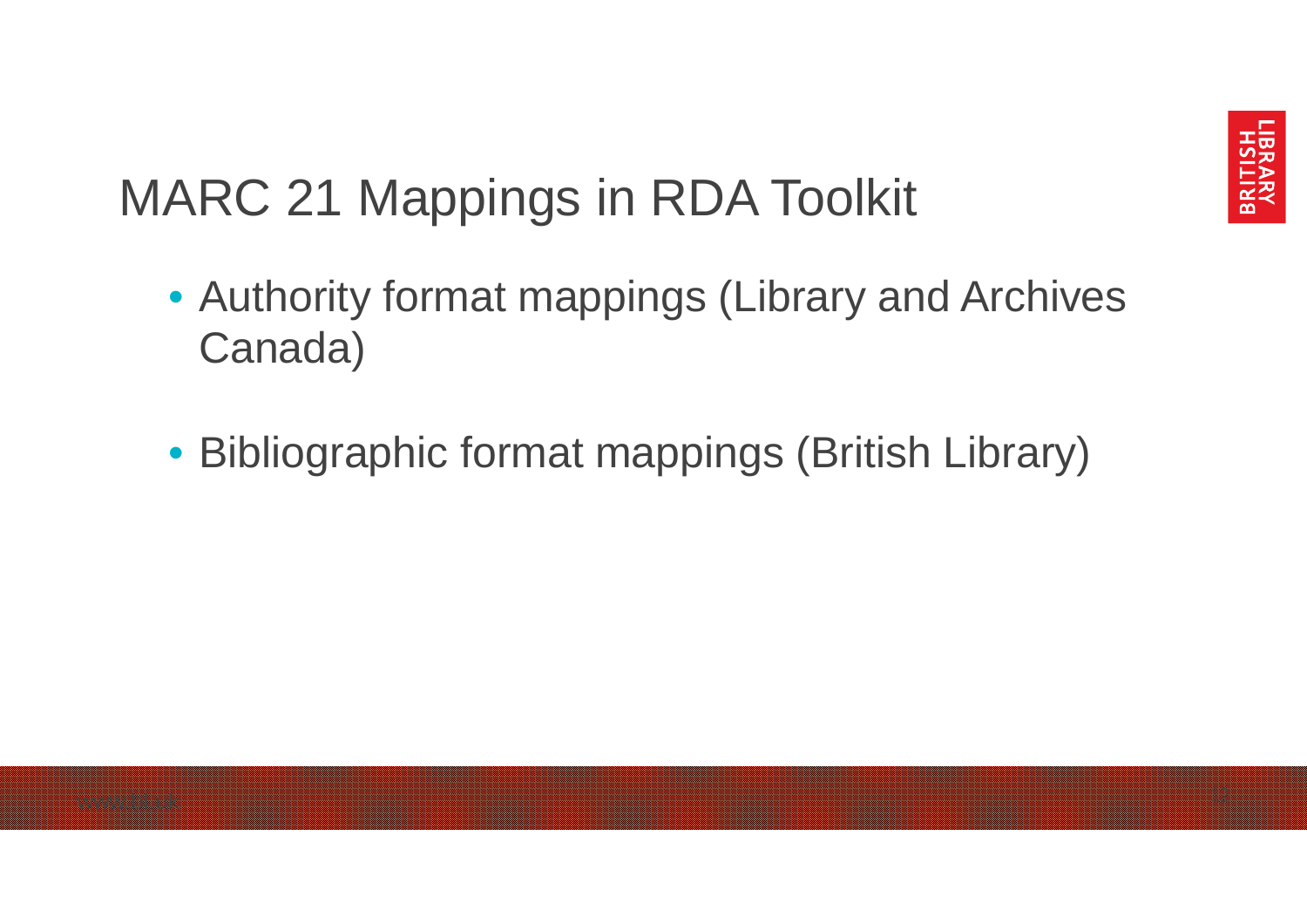# MARC 21 Mappings in RDA Toolkit

- Authority format mappings (Library and Archives Canada)
- Bibliographic format mappings (British Library)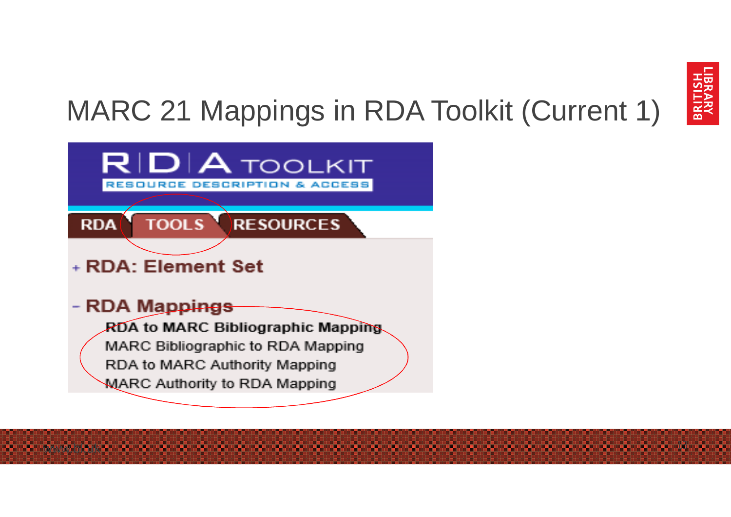# MARC 21 Mappings in RDA Toolkit (Current 1)

RDA | TOOLS | RESOURCES

+ RDA: Element Set

- RDA Mappings
  - **RDA to MARC Bibliographic Mapping**
  - MARC Bibliographic to RDA Mapping
  - RDA to MARC Authority Mapping
  - MARC Authority to RDA Mapping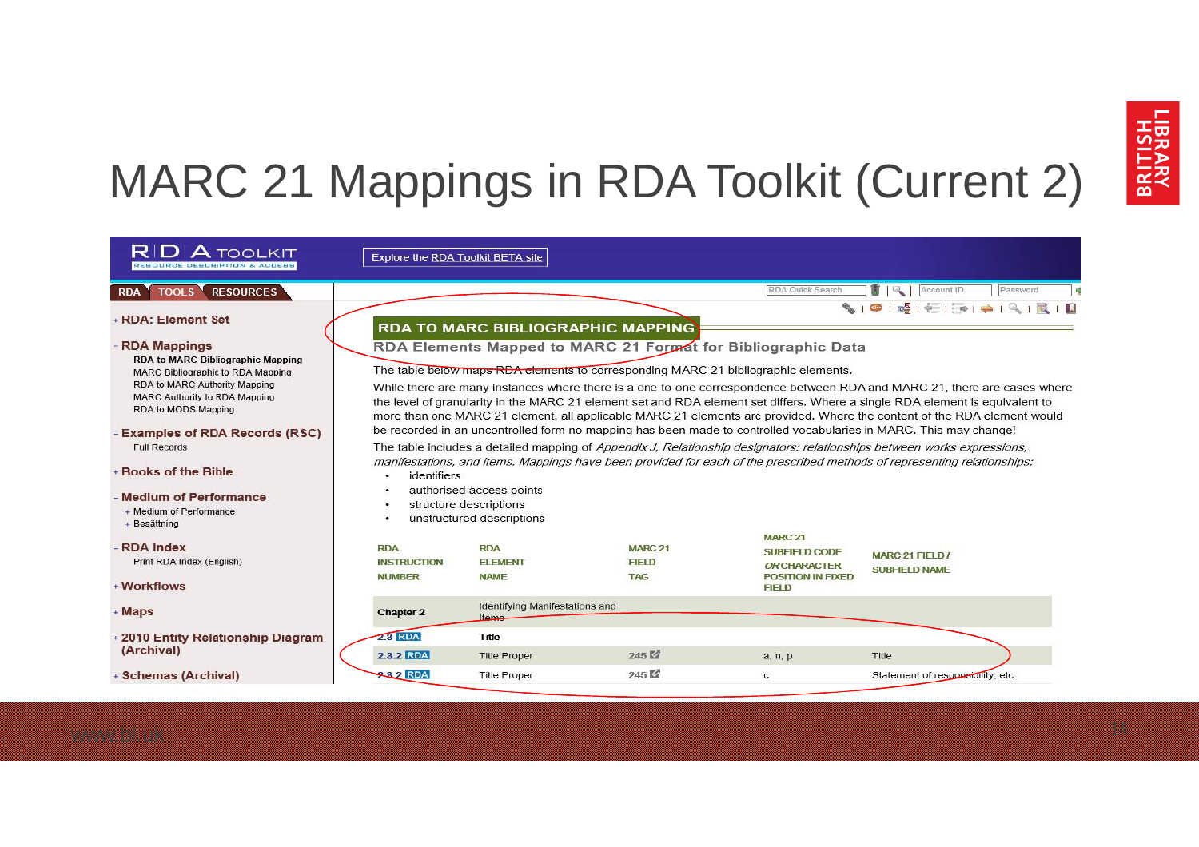# MARC 21 Mappings in RDA Toolkit (Current 2)

RDA TOOLKIT
RESOURCE DESCRIPTION & ACCESS

Explore the RDA Toolkit BETA site

RDA | TOOLS | RESOURCES

- + RDA: Element Set
- - RDA Mappings
  - RDA to MARC Bibliographic Mapping
  - MARC Bibliographic to RDA Mapping
  - RDA to MARC Authority Mapping
  - MARC Authority to RDA Mapping
  - RDA to MODS Mapping
- - Examples of RDA Records (RSC)
  - Full Records
- + Books of the Bible
- - Medium of Performance
  - + Medium of Performance
  - + Besättning
- - RDA Index
  - Print RDA Index (English)
- + Workflows
- + Maps
- + 2010 Entity Relationship Diagram (Archival)
- + Schemas (Archival)

## RDA TO MARC BIBLIOGRAPHIC MAPPING

### RDA Elements Mapped to MARC 21 Format for Bibliographic Data

The table below maps RDA elements to corresponding MARC 21 bibliographic elements.

While there are many instances where there is a one-to-one correspondence between RDA and MARC 21, there are cases where the level of granularity in the MARC 21 element set and RDA element set differs. Where a single RDA element is equivalent to more than one MARC 21 element, all applicable MARC 21 elements are provided. Where the content of the RDA element would be recorded in an uncontrolled form no mapping has been made to controlled vocabularies in MARC. This may change!

The table includes a detailed mapping of *Appendix J, Relationship designators: relationships between works expressions, manifestations, and items. Mappings have been provided for each of the prescribed methods of representing relationships:*

- identifiers
- authorised access points
- structure descriptions
- unstructured descriptions

| RDA INSTRUCTION NUMBER | RDA ELEMENT NAME | MARC 21 FIELD TAG | MARC 21 SUBFIELD CODE *OR* CHARACTER POSITION IN FIXED FIELD | MARC 21 FIELD / SUBFIELD NAME |
|---|---|---|---|---|
| Chapter 2 | Identifying Manifestations and Items | | | |
| 2.3 RDA | Title | | | |
| 2.3.2 RDA | Title Proper | 245 | a, n, p | Title |
| 2.3.2 RDA | Title Proper | 245 | c | Statement of responsibility, etc. |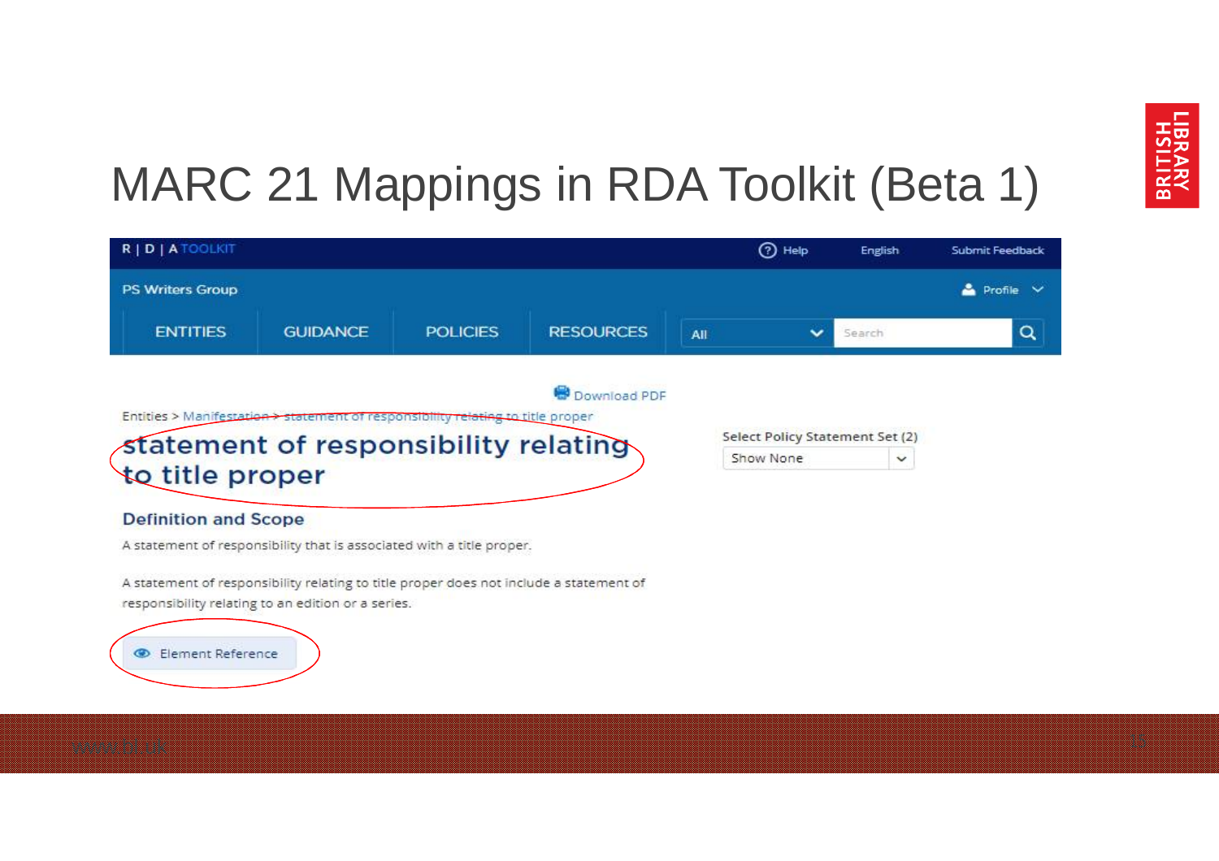# MARC 21 Mappings in RDA Toolkit (Beta 1)

R | D | A TOOLKIT

Help | English | Submit Feedback

PS Writers Group

Profile

ENTITIES | GUIDANCE | POLICIES | RESOURCES | All | Search

Download PDF

Entities > Manifestation > statement of responsibility relating to title proper

## statement of responsibility relating to title proper

Select Policy Statement Set (2)

Show None

### Definition and Scope

A statement of responsibility that is associated with a title proper.

A statement of responsibility relating to title proper does not include a statement of responsibility relating to an edition or a series.

Element Reference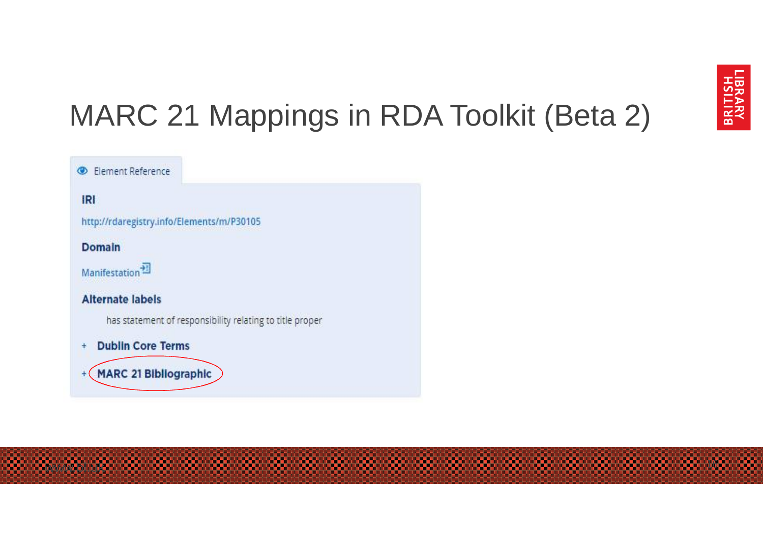# MARC 21 Mappings in RDA Toolkit (Beta 2)

Element Reference

**IRI**

http://rdaregistry.info/Elements/m/P30105

**Domain**

Manifestation

**Alternate labels**

has statement of responsibility relating to title proper

+ **Dublin Core Terms**

+ **MARC 21 Bibliographic**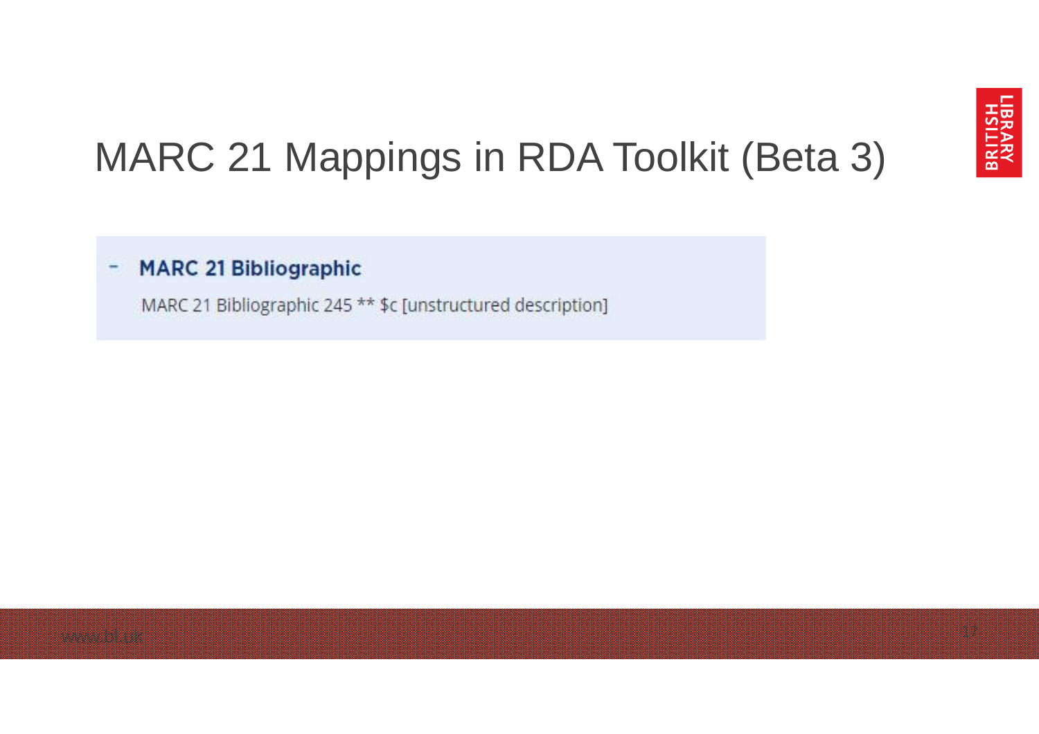# MARC 21 Mappings in RDA Toolkit (Beta 3)

- **MARC 21 Bibliographic**

  MARC 21 Bibliographic 245 ** $c [unstructured description]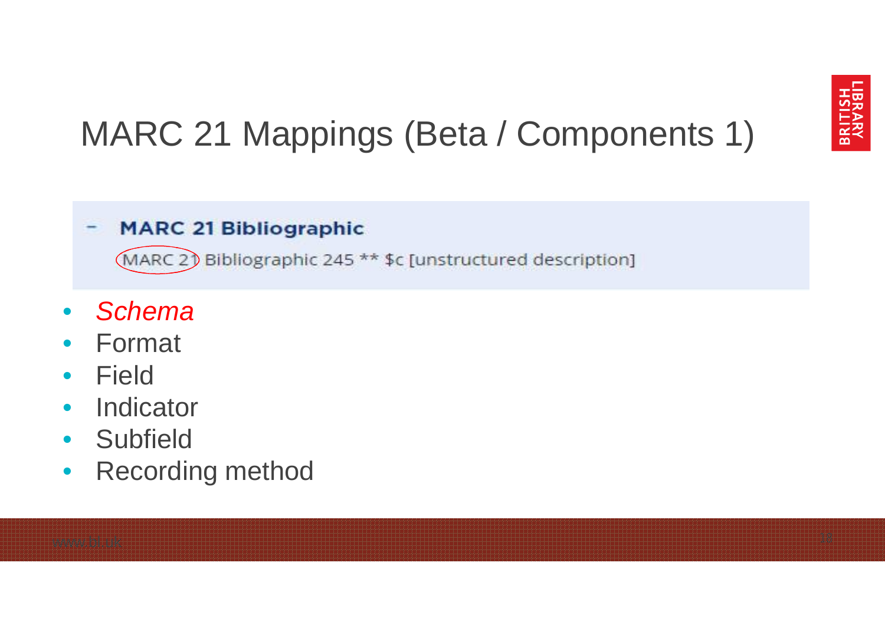# MARC 21 Mappings (Beta / Components 1)

**MARC 21 Bibliographic**

MARC 21 Bibliographic 245 ** $c [unstructured description]

- *Schema*
- Format
- Field
- Indicator
- Subfield
- Recording method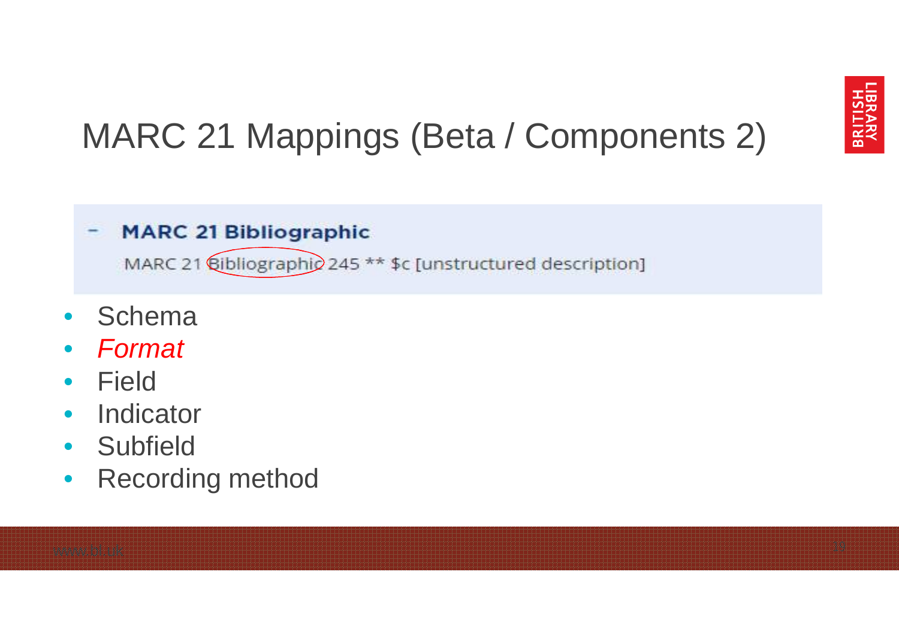# MARC 21 Mappings (Beta / Components 2)

**MARC 21 Bibliographic**

MARC 21 Bibliographic 245 ** $c [unstructured description]

- Schema
- *Format*
- Field
- Indicator
- Subfield
- Recording method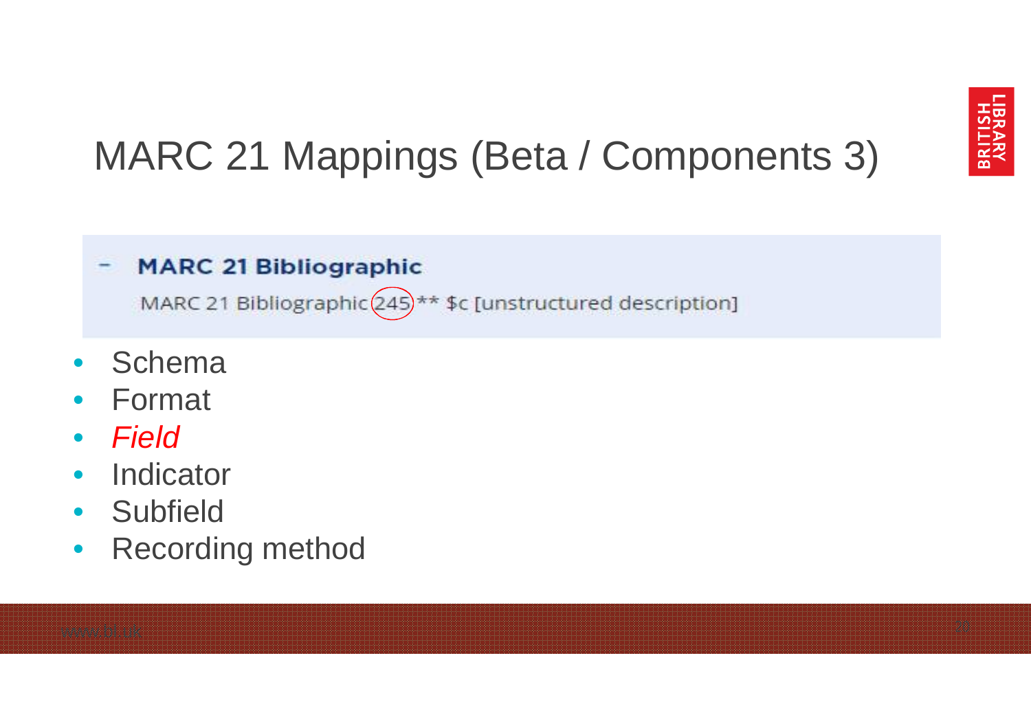# MARC 21 Mappings (Beta / Components 3)

**MARC 21 Bibliographic**

MARC 21 Bibliographic 245 ** $c [unstructured description]

- Schema
- Format
- *Field*
- Indicator
- Subfield
- Recording method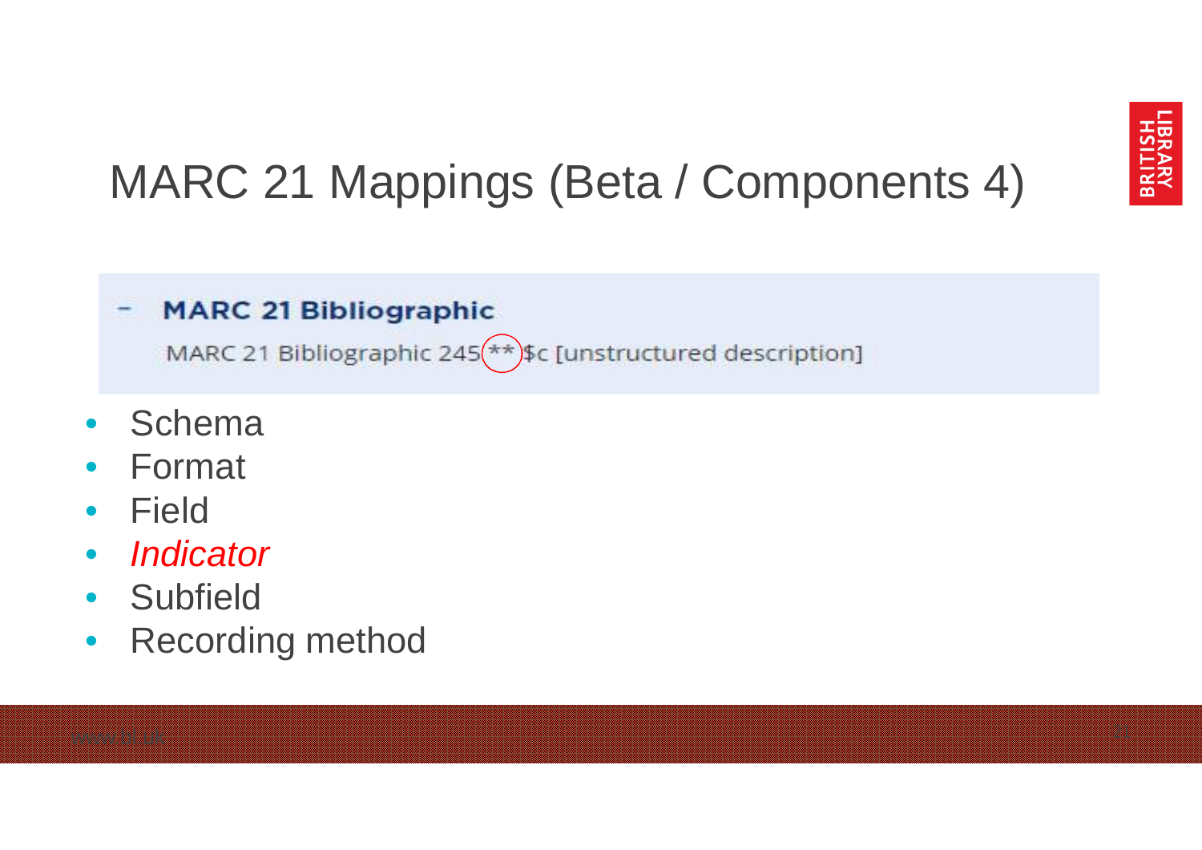# MARC 21 Mappings (Beta / Components 4)

**MARC 21 Bibliographic**

MARC 21 Bibliographic 245** $c [unstructured description]

- Schema
- Format
- Field
- *Indicator*
- Subfield
- Recording method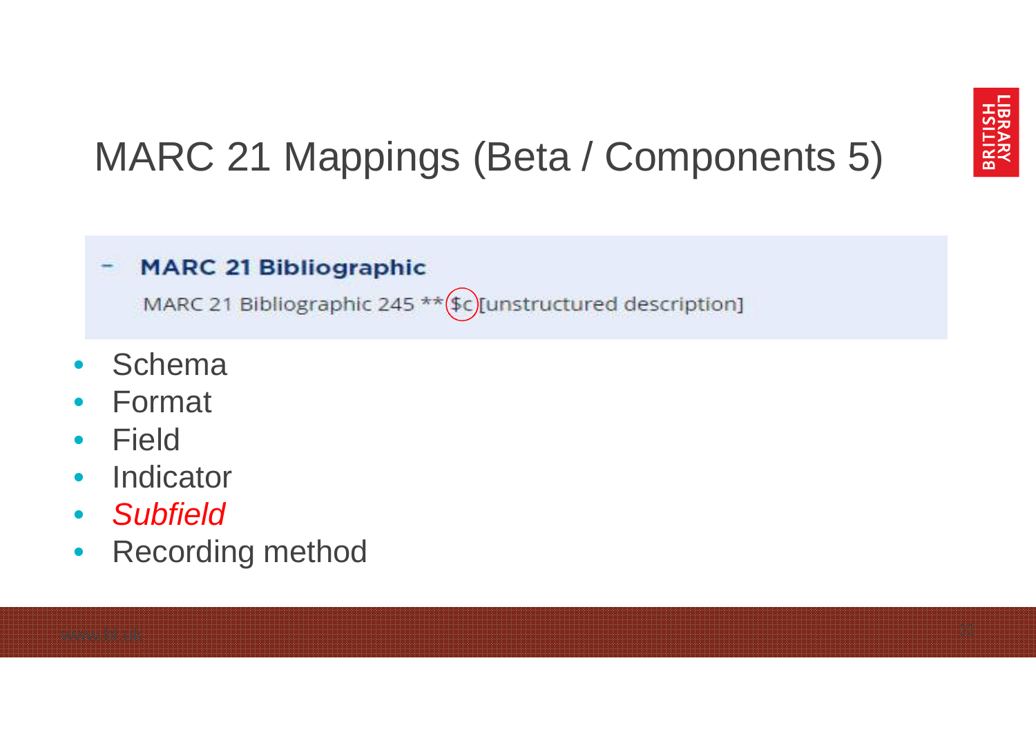# MARC 21 Mappings (Beta / Components 5)

**MARC 21 Bibliographic**

MARC 21 Bibliographic 245 ** $c [unstructured description]

- Schema
- Format
- Field
- Indicator
- *Subfield*
- Recording method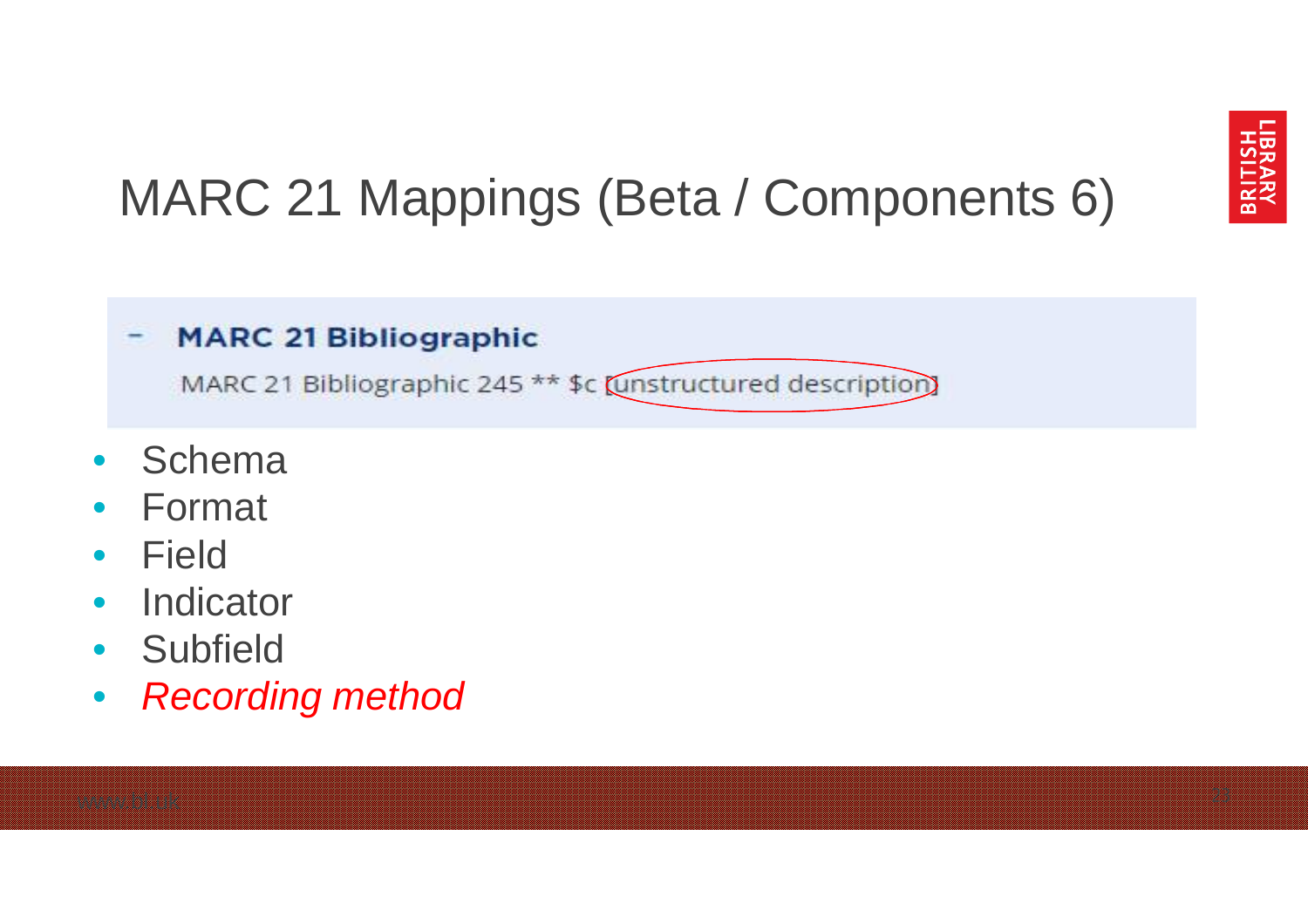# MARC 21 Mappings (Beta / Components 6)

**MARC 21 Bibliographic**

MARC 21 Bibliographic 245 ** $c [unstructured description]

- Schema
- Format
- Field
- Indicator
- Subfield
- *Recording method*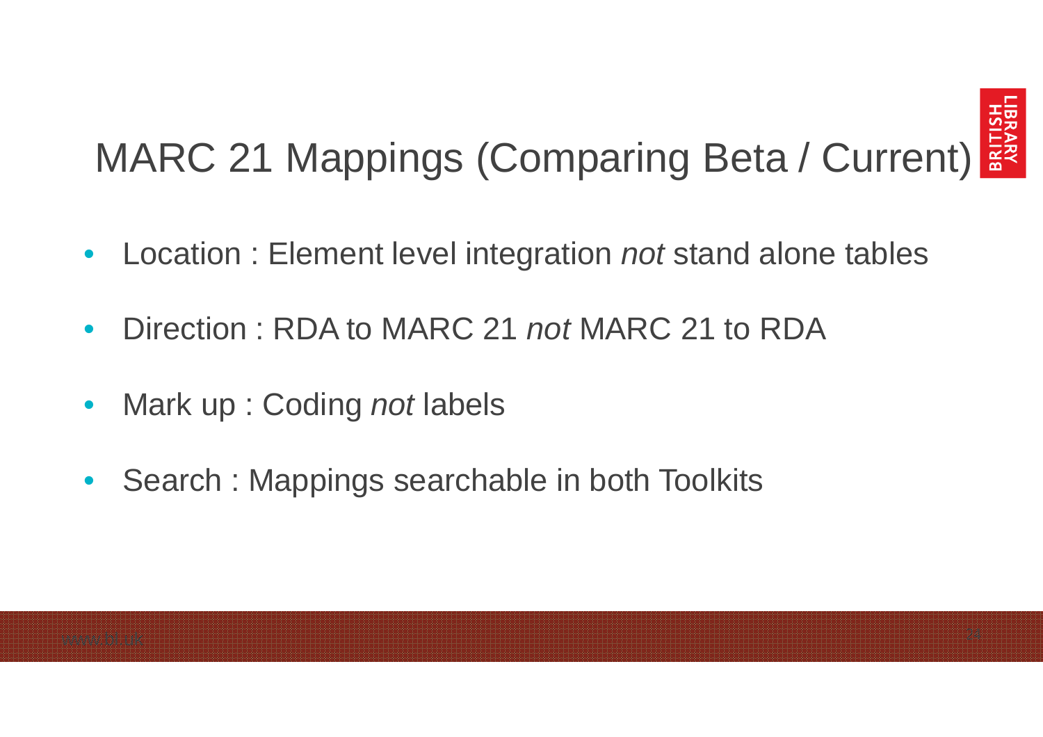# MARC 21 Mappings (Comparing Beta / Current)

- Location : Element level integration *not* stand alone tables
- Direction : RDA to MARC 21 *not* MARC 21 to RDA
- Mark up : Coding *not* labels
- Search : Mappings searchable in both Toolkits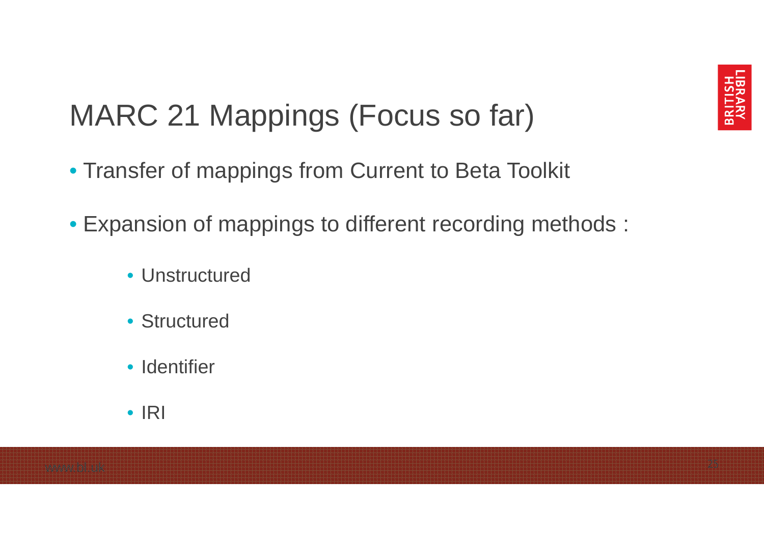# MARC 21 Mappings (Focus so far)

- Transfer of mappings from Current to Beta Toolkit
- Expansion of mappings to different recording methods :
  - Unstructured
  - Structured
  - Identifier
  - IRI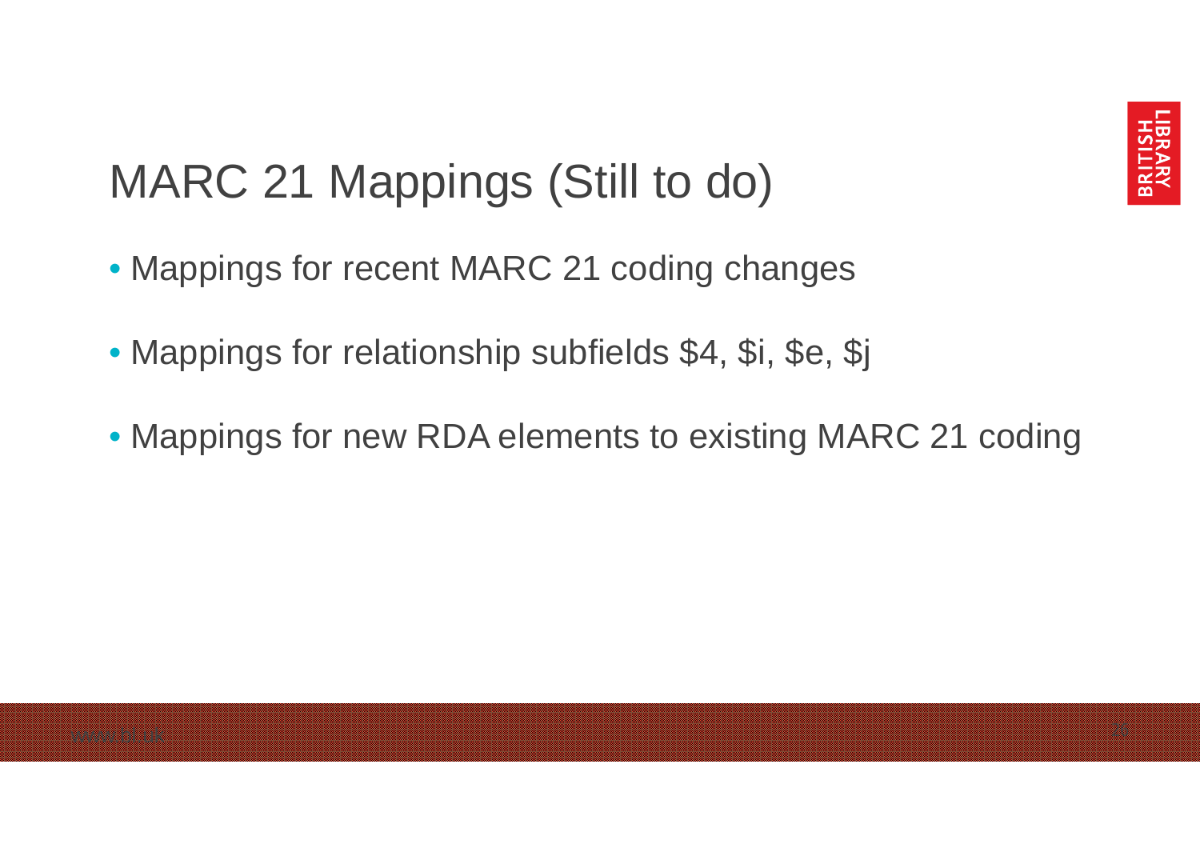# MARC 21 Mappings (Still to do)

- Mappings for recent MARC 21 coding changes
- Mappings for relationship subfields $4, $i, $e, $j
- Mappings for new RDA elements to existing MARC 21 coding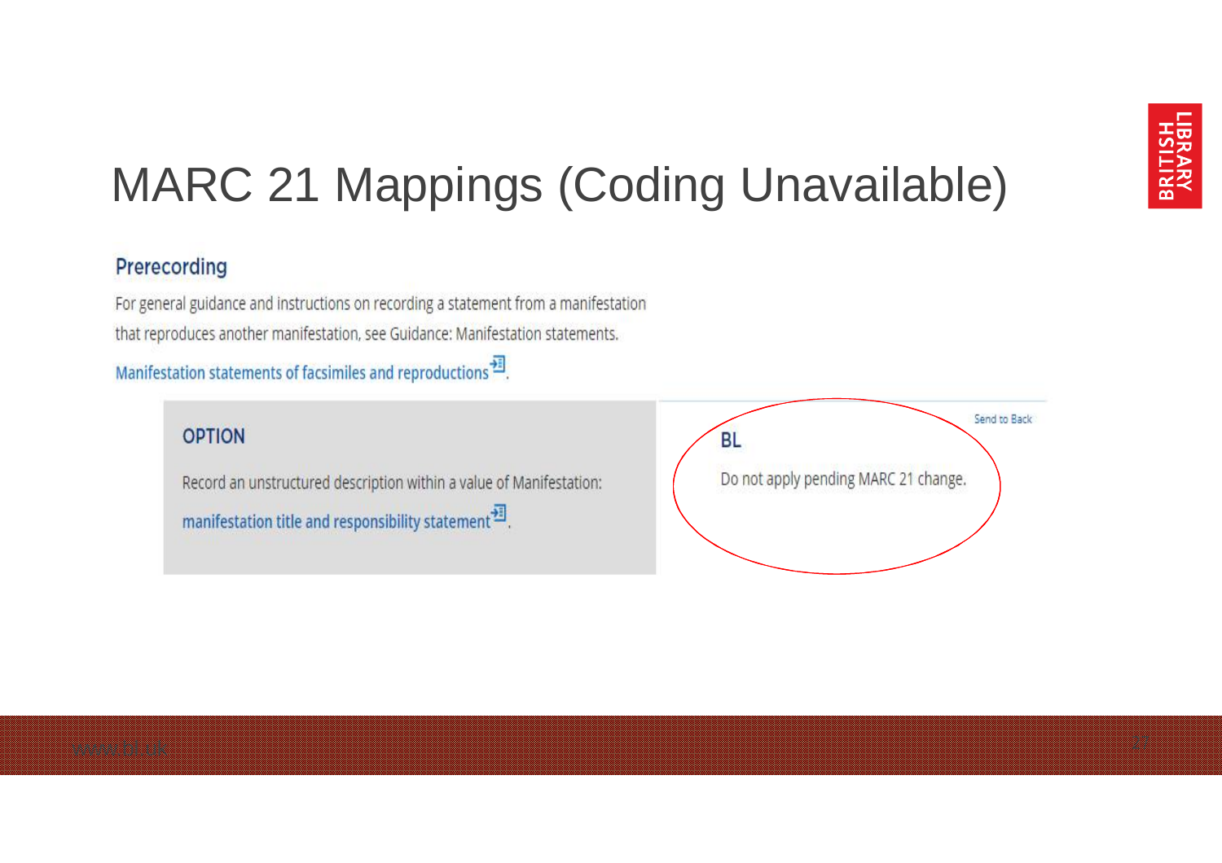# MARC 21 Mappings (Coding Unavailable)

## Prerecording

For general guidance and instructions on recording a statement from a manifestation that reproduces another manifestation, see Guidance: Manifestation statements.

Manifestation statements of facsimiles and reproductions.

### OPTION

Record an unstructured description within a value of Manifestation: manifestation title and responsibility statement.

### BL

Send to Back

Do not apply pending MARC 21 change.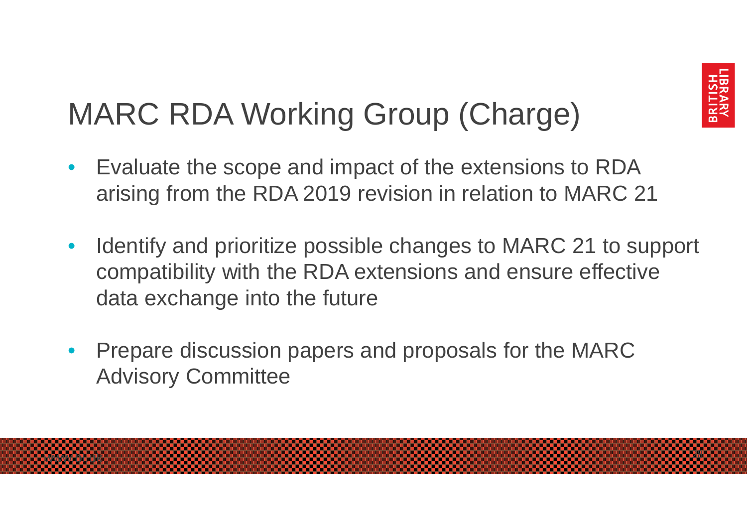# MARC RDA Working Group (Charge)

- Evaluate the scope and impact of the extensions to RDA arising from the RDA 2019 revision in relation to MARC 21
- Identify and prioritize possible changes to MARC 21 to support compatibility with the RDA extensions and ensure effective data exchange into the future
- Prepare discussion papers and proposals for the MARC Advisory Committee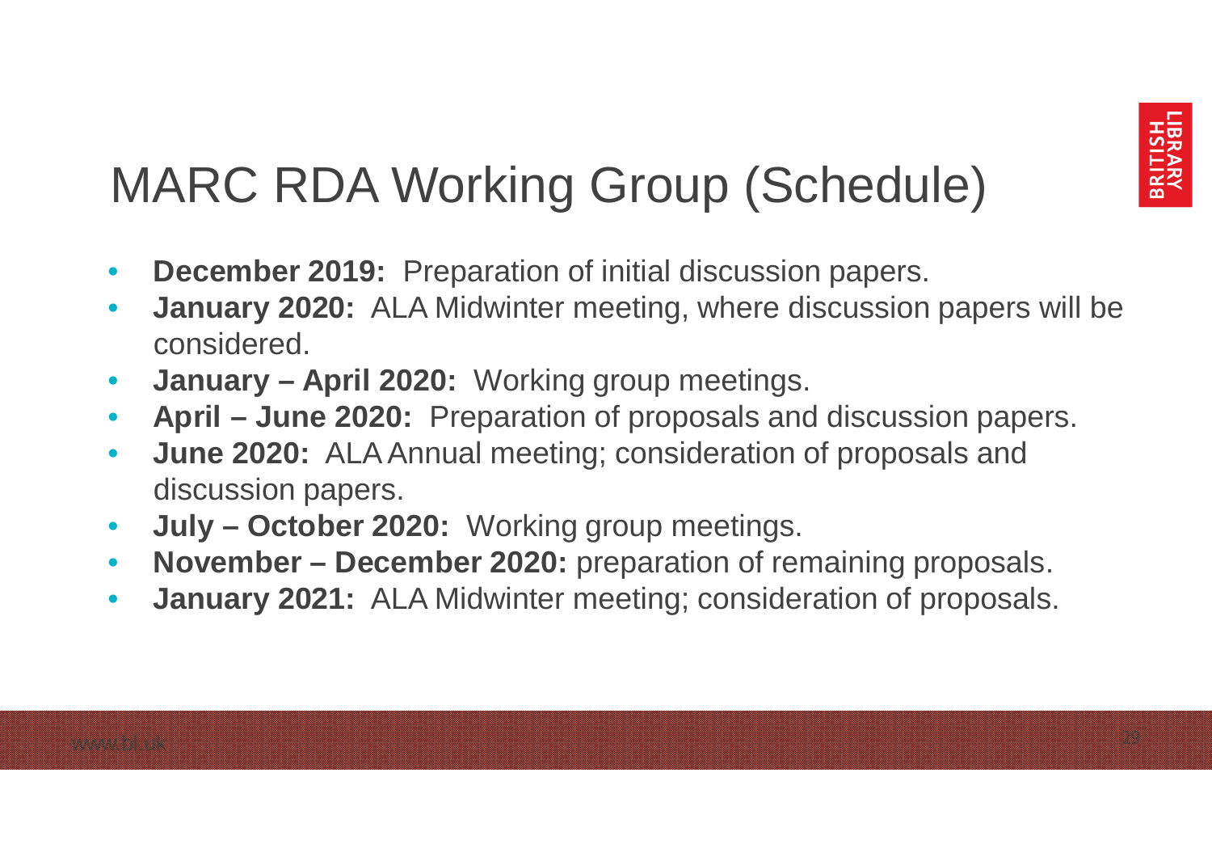# MARC RDA Working Group (Schedule)

- **December 2019:** Preparation of initial discussion papers.
- **January 2020:** ALA Midwinter meeting, where discussion papers will be considered.
- **January – April 2020:** Working group meetings.
- **April – June 2020:** Preparation of proposals and discussion papers.
- **June 2020:** ALA Annual meeting; consideration of proposals and discussion papers.
- **July – October 2020:** Working group meetings.
- **November – December 2020:** preparation of remaining proposals.
- **January 2021:** ALA Midwinter meeting; consideration of proposals.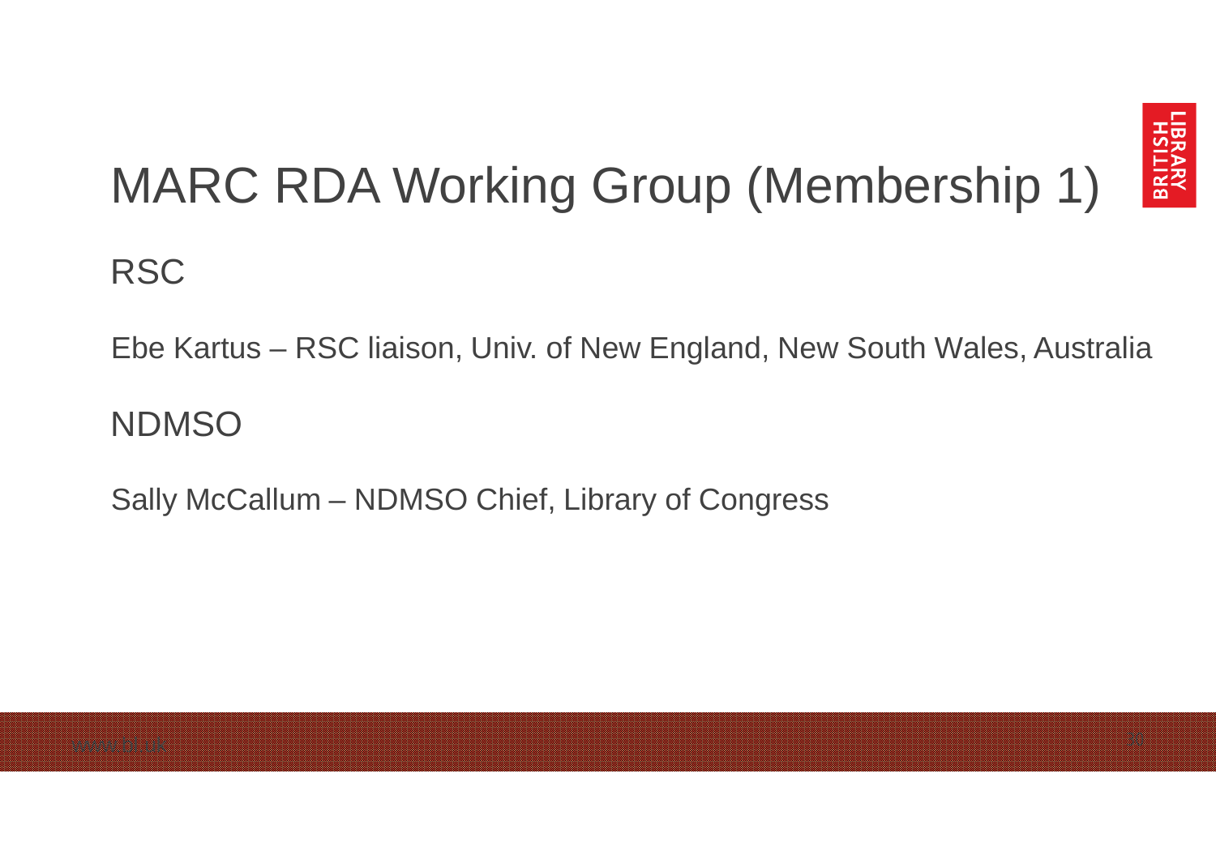# MARC RDA Working Group (Membership 1)

## RSC

Ebe Kartus – RSC liaison, Univ. of New England, New South Wales, Australia

## NDMSO

Sally McCallum – NDMSO Chief, Library of Congress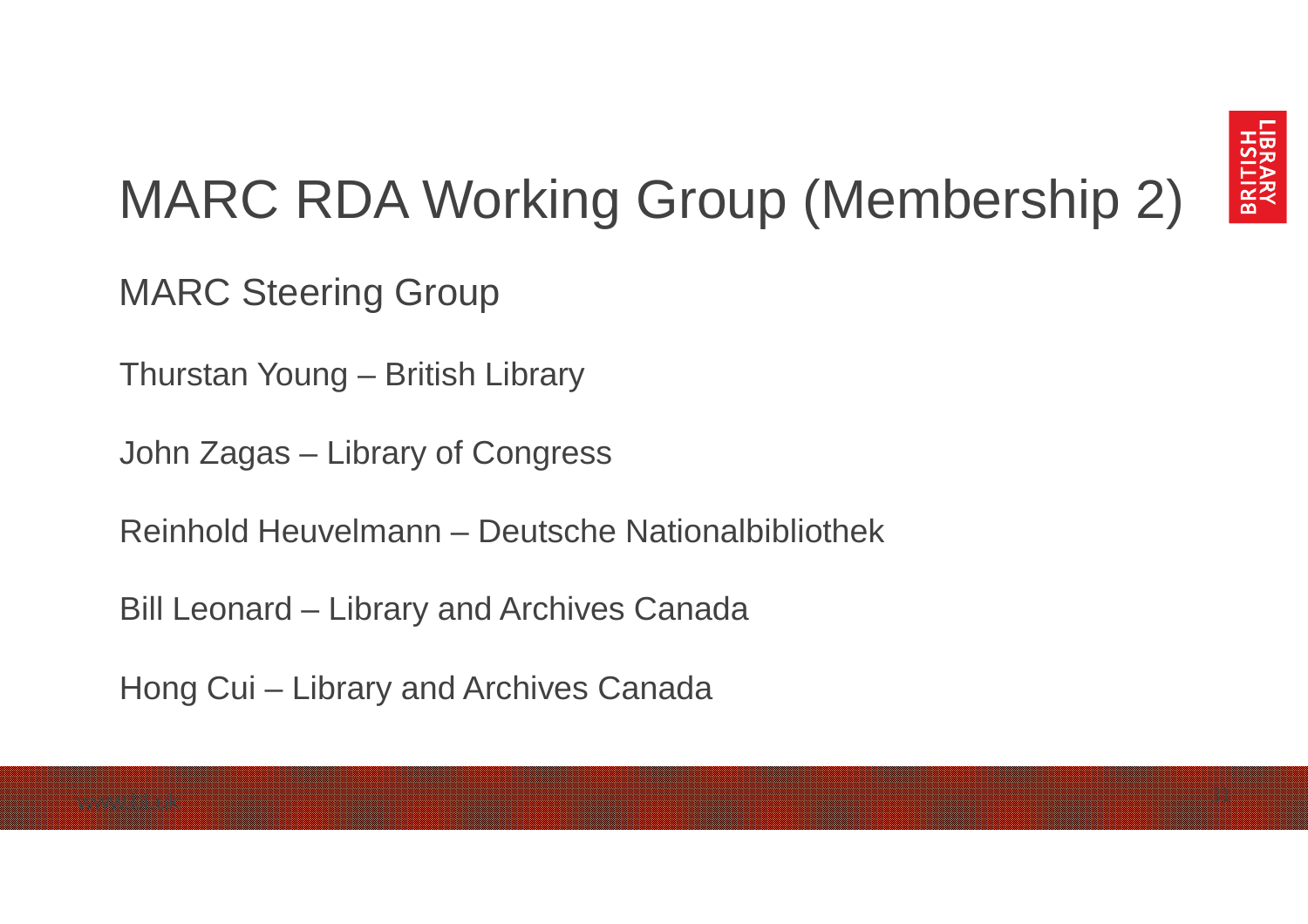# MARC RDA Working Group (Membership 2)

MARC Steering Group

Thurstan Young – British Library

John Zagas – Library of Congress

Reinhold Heuvelmann – Deutsche Nationalbibliothek

Bill Leonard – Library and Archives Canada

Hong Cui – Library and Archives Canada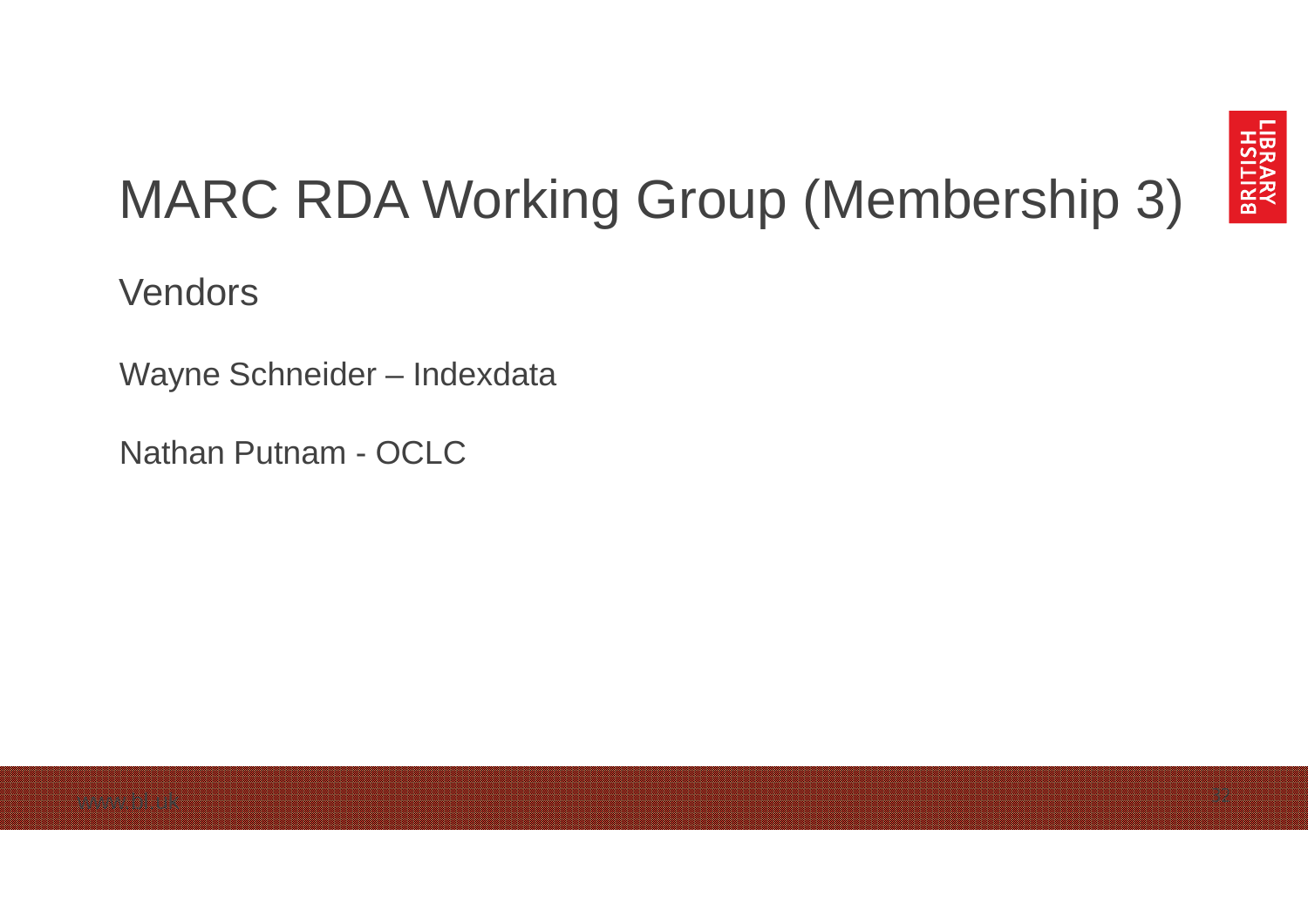# MARC RDA Working Group (Membership 3)

Vendors

Wayne Schneider – Indexdata

Nathan Putnam - OCLC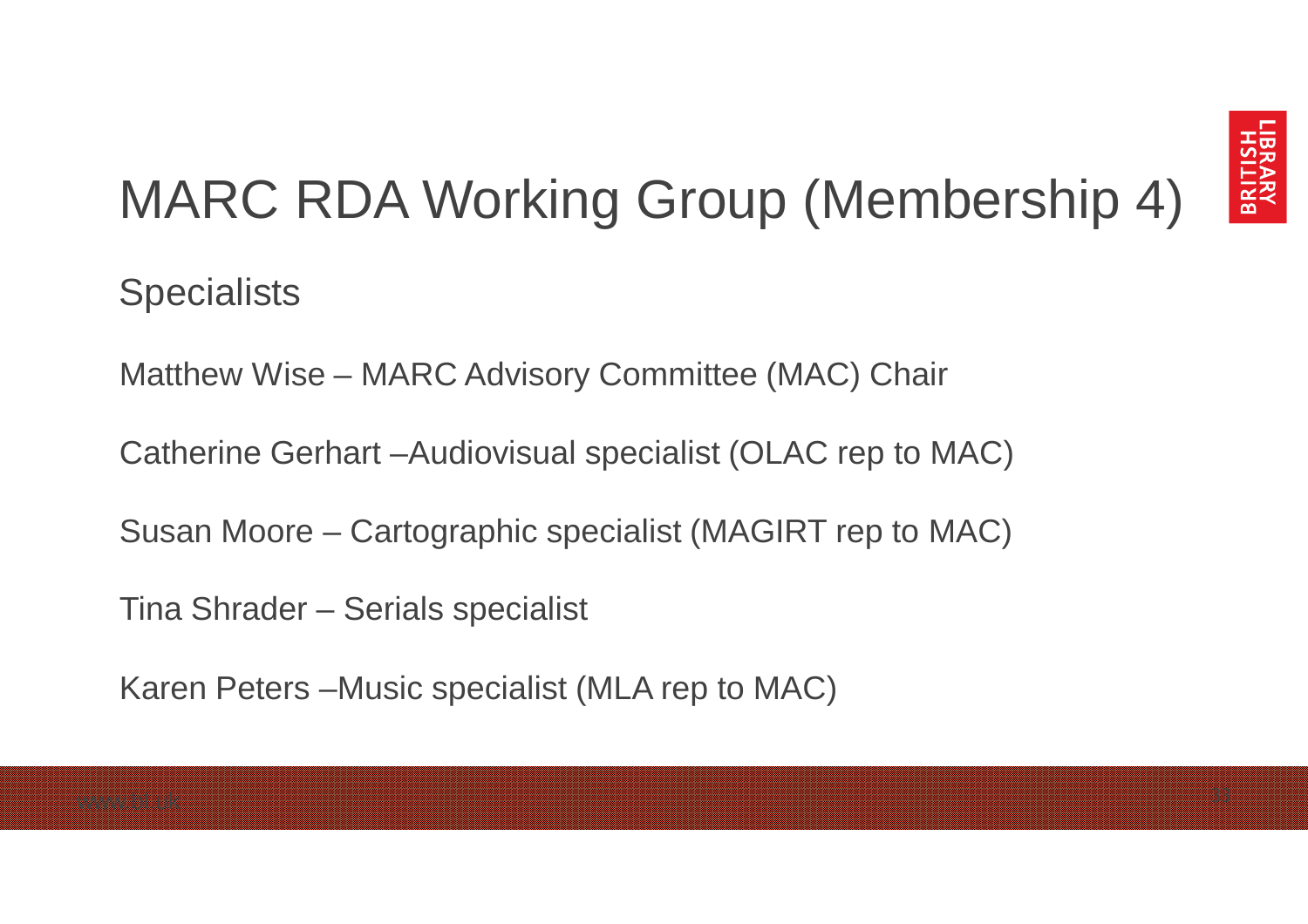# MARC RDA Working Group (Membership 4)

Specialists

Matthew Wise – MARC Advisory Committee (MAC) Chair

Catherine Gerhart –Audiovisual specialist (OLAC rep to MAC)

Susan Moore – Cartographic specialist (MAGIRT rep to MAC)

Tina Shrader – Serials specialist

Karen Peters –Music specialist (MLA rep to MAC)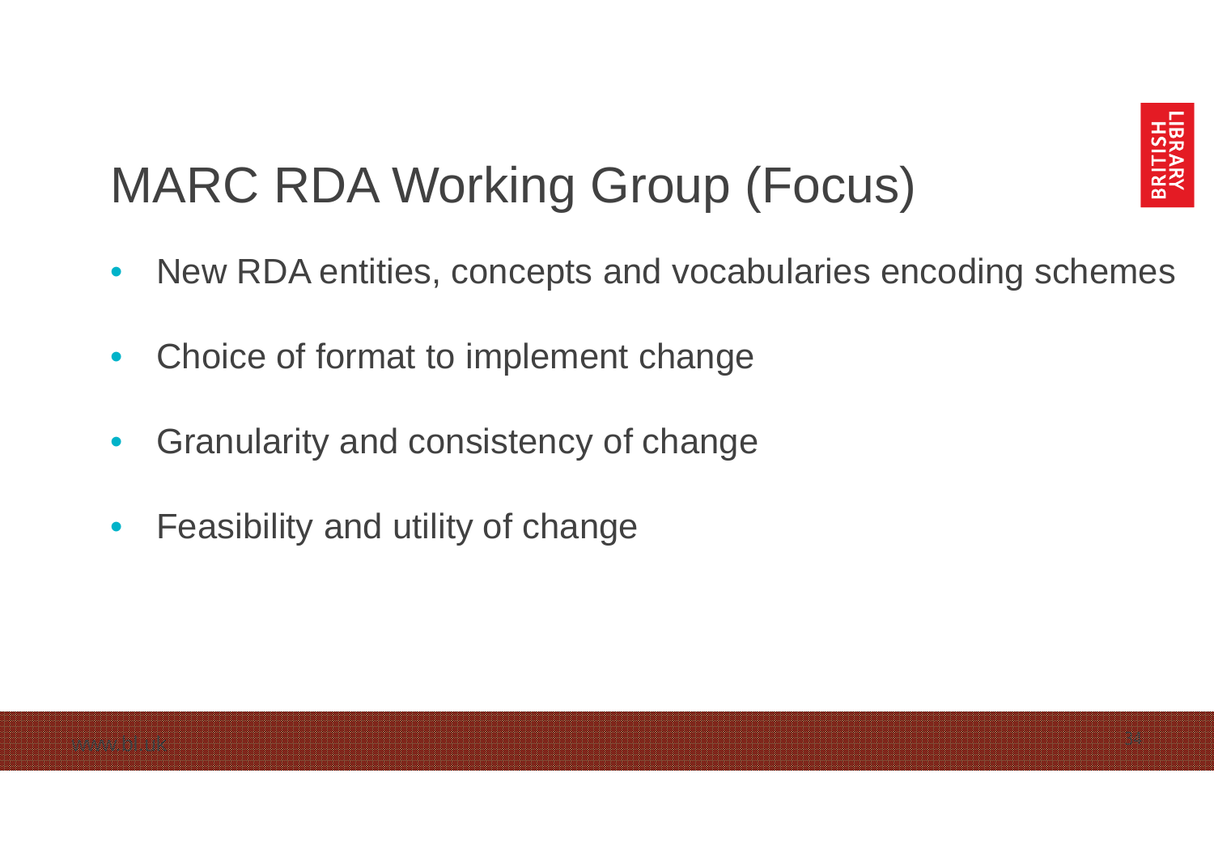# MARC RDA Working Group (Focus)

- New RDA entities, concepts and vocabularies encoding schemes
- Choice of format to implement change
- Granularity and consistency of change
- Feasibility and utility of change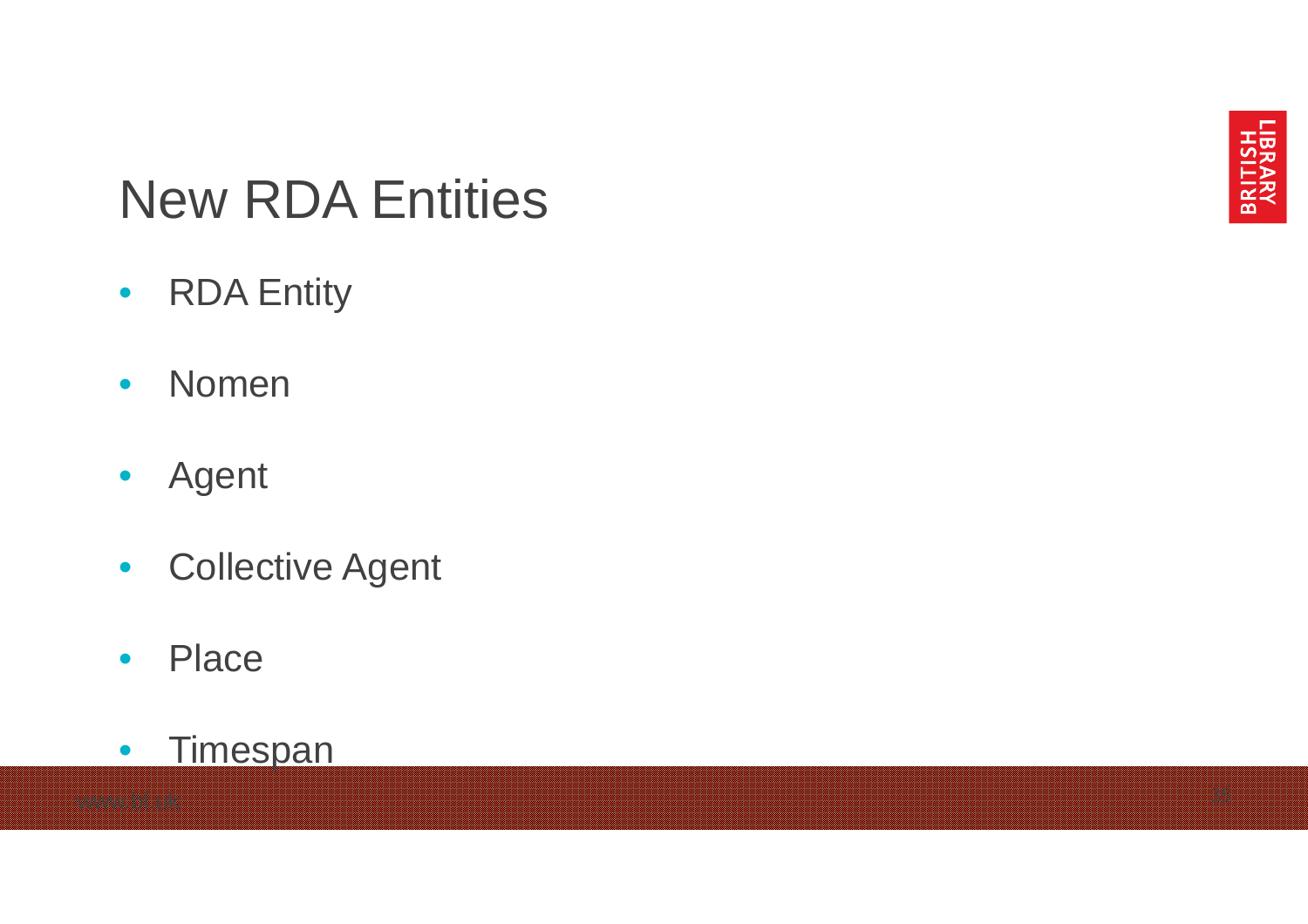# New RDA Entities

- RDA Entity
- Nomen
- Agent
- Collective Agent
- Place
- Timespan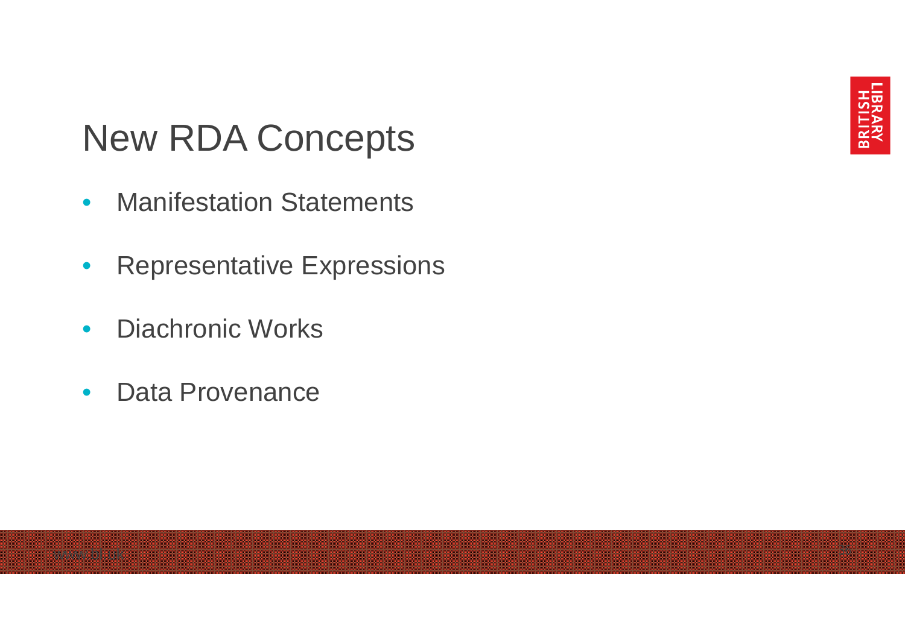# New RDA Concepts

- Manifestation Statements
- Representative Expressions
- Diachronic Works
- Data Provenance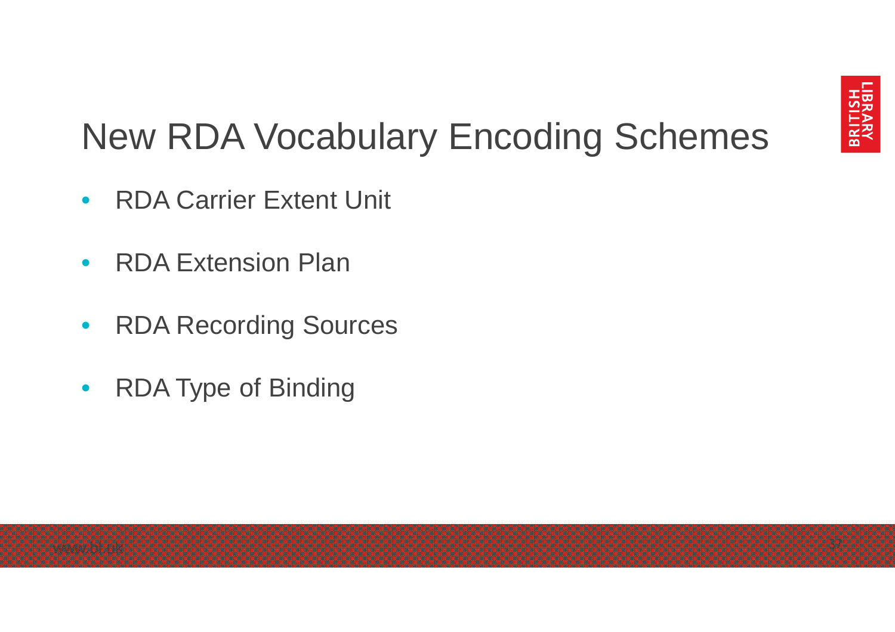# New RDA Vocabulary Encoding Schemes

- RDA Carrier Extent Unit
- RDA Extension Plan
- RDA Recording Sources
- RDA Type of Binding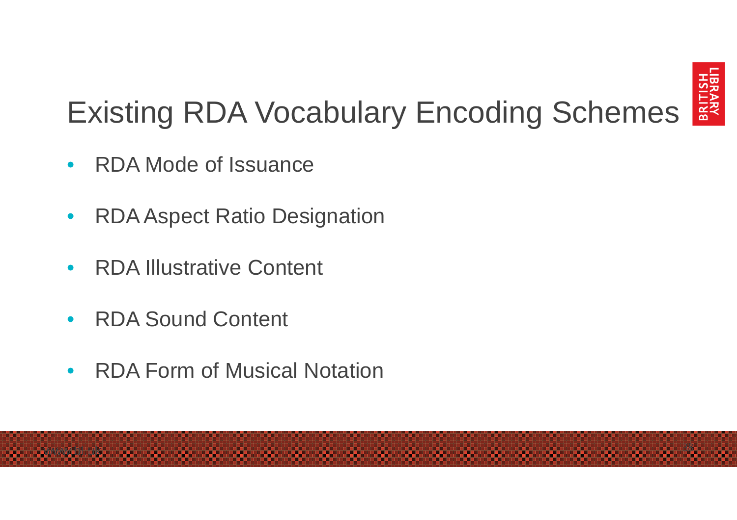# Existing RDA Vocabulary Encoding Schemes

- RDA Mode of Issuance
- RDA Aspect Ratio Designation
- RDA Illustrative Content
- RDA Sound Content
- RDA Form of Musical Notation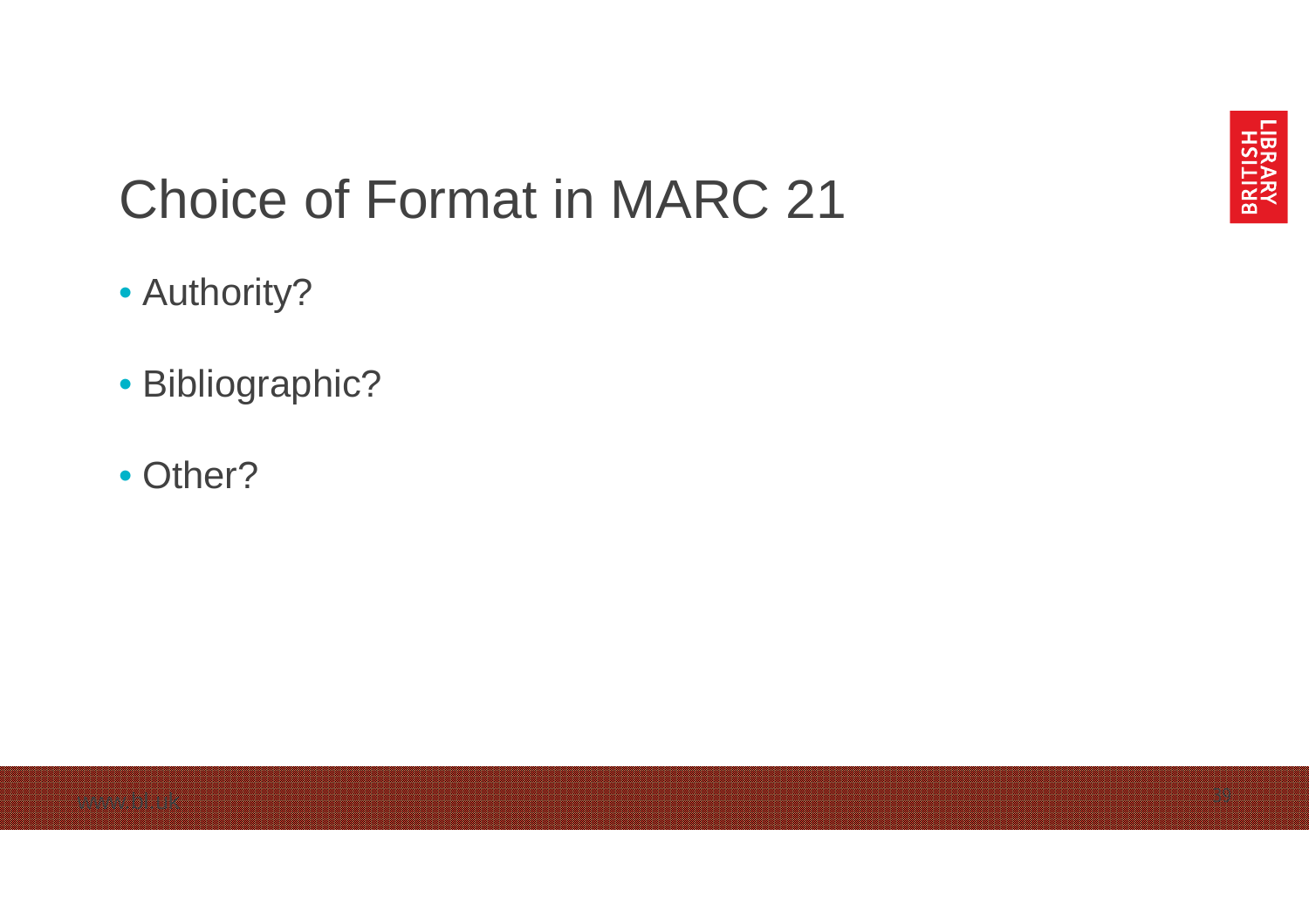# Choice of Format in MARC 21

- Authority?
- Bibliographic?
- Other?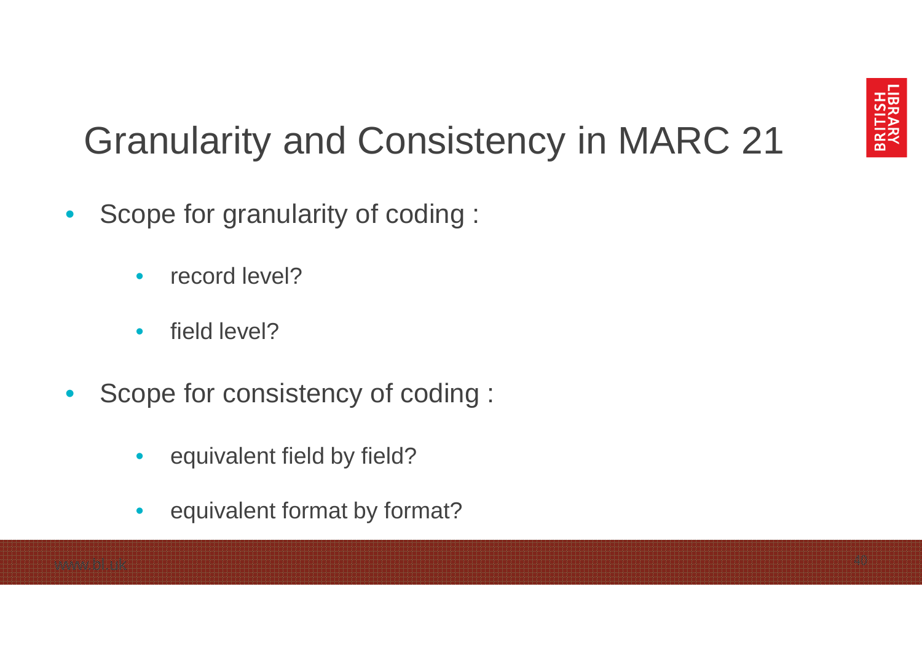# Granularity and Consistency in MARC 21

- Scope for granularity of coding :
  - record level?
  - field level?
- Scope for consistency of coding :
  - equivalent field by field?
  - equivalent format by format?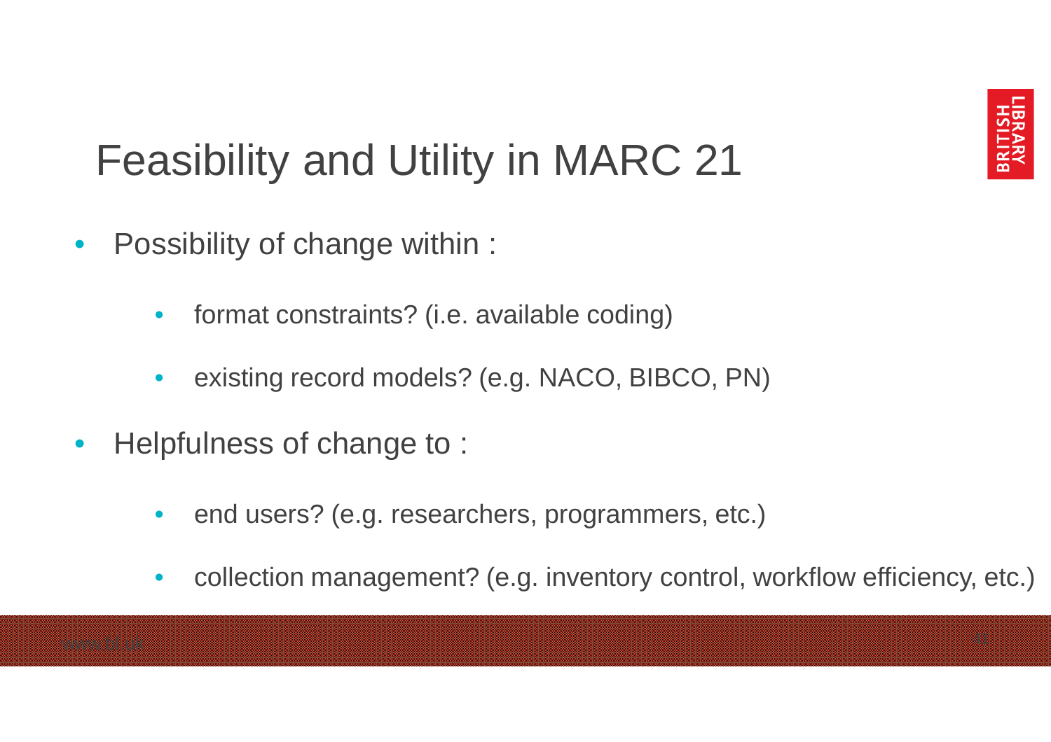# Feasibility and Utility in MARC 21

- Possibility of change within :
  - format constraints? (i.e. available coding)
  - existing record models? (e.g. NACO, BIBCO, PN)
- Helpfulness of change to :
  - end users? (e.g. researchers, programmers, etc.)
  - collection management? (e.g. inventory control, workflow efficiency, etc.)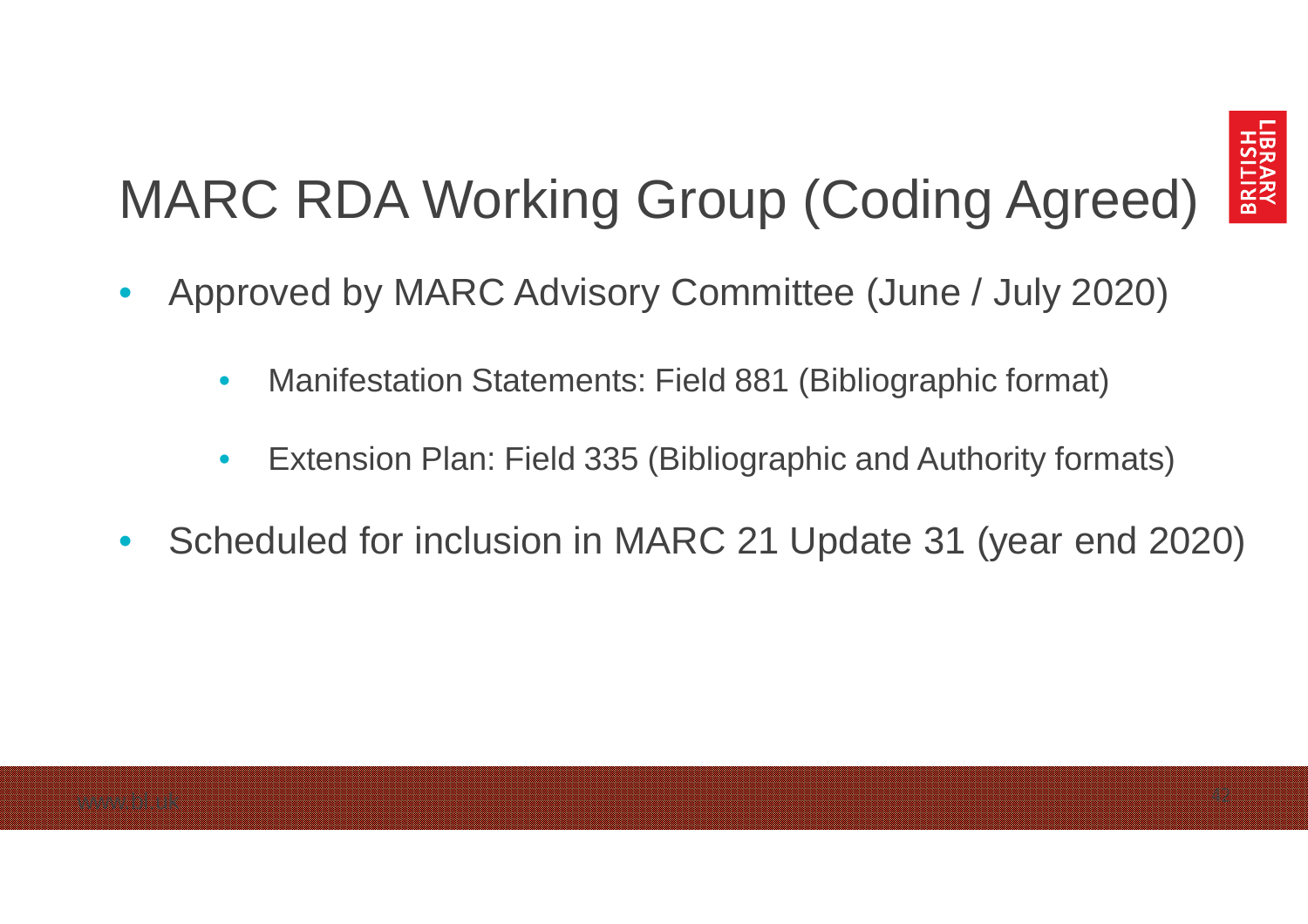# MARC RDA Working Group (Coding Agreed)

- Approved by MARC Advisory Committee (June / July 2020)
  - Manifestation Statements: Field 881 (Bibliographic format)
  - Extension Plan: Field 335 (Bibliographic and Authority formats)
- Scheduled for inclusion in MARC 21 Update 31 (year end 2020)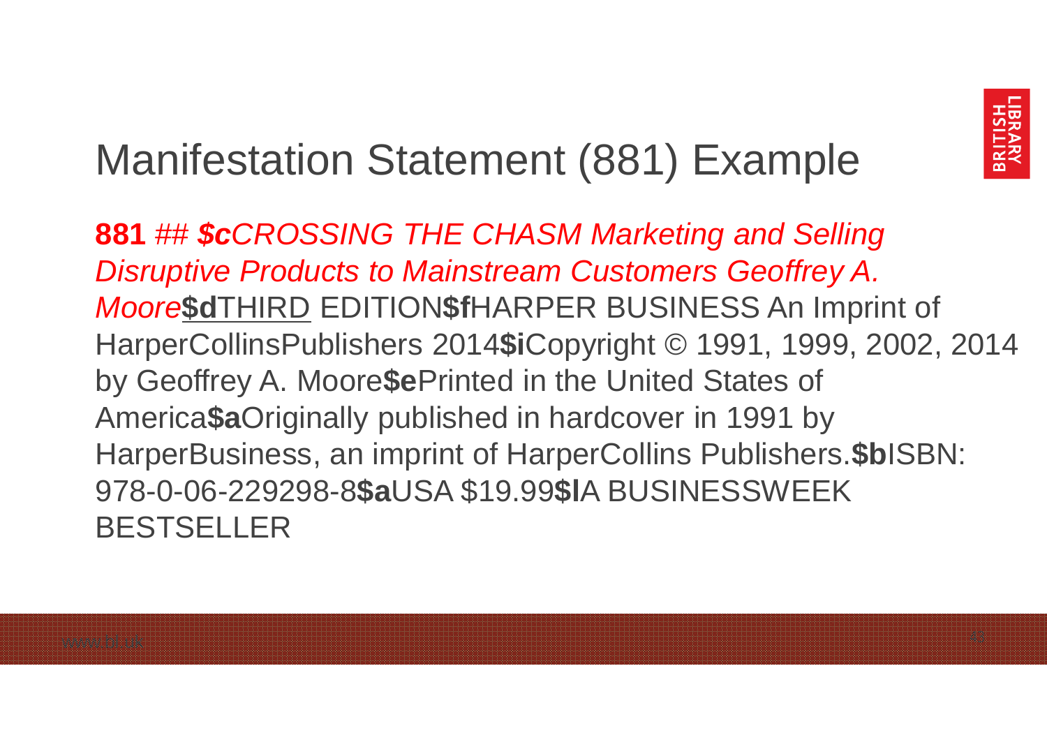# Manifestation Statement (881) Example

**881** *## **$c**CROSSING THE CHASM Marketing and Selling Disruptive Products to Mainstream Customers Geoffrey A. Moore***$d**<u>THIRD</u> EDITION**$f**HARPER BUSINESS An Imprint of HarperCollinsPublishers 2014**$i**Copyright © 1991, 1999, 2002, 2014 by Geoffrey A. Moore**$e**Printed in the United States of America**$a**Originally published in hardcover in 1991 by HarperBusiness, an imprint of HarperCollins Publishers.**$b**ISBN: 978-0-06-229298-8**$a**USA $19.99**$l**A BUSINESSWEEK BESTSELLER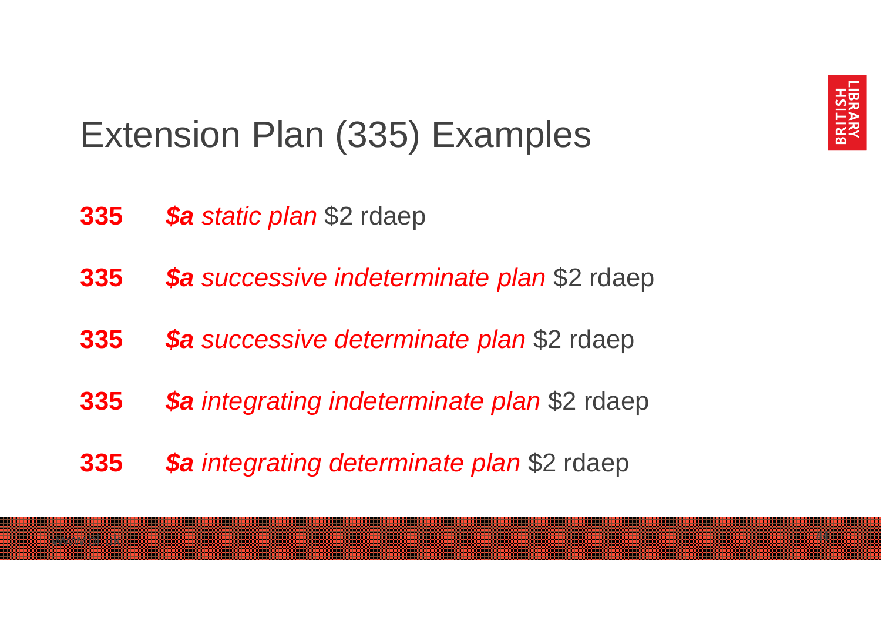# Extension Plan (335) Examples

**335** ***$a*** *static plan* $2 rdaep

**335** ***$a*** *successive indeterminate plan* $2 rdaep

**335** ***$a*** *successive determinate plan* $2 rdaep

**335** ***$a*** *integrating indeterminate plan* $2 rdaep

**335** ***$a*** *integrating determinate plan* $2 rdaep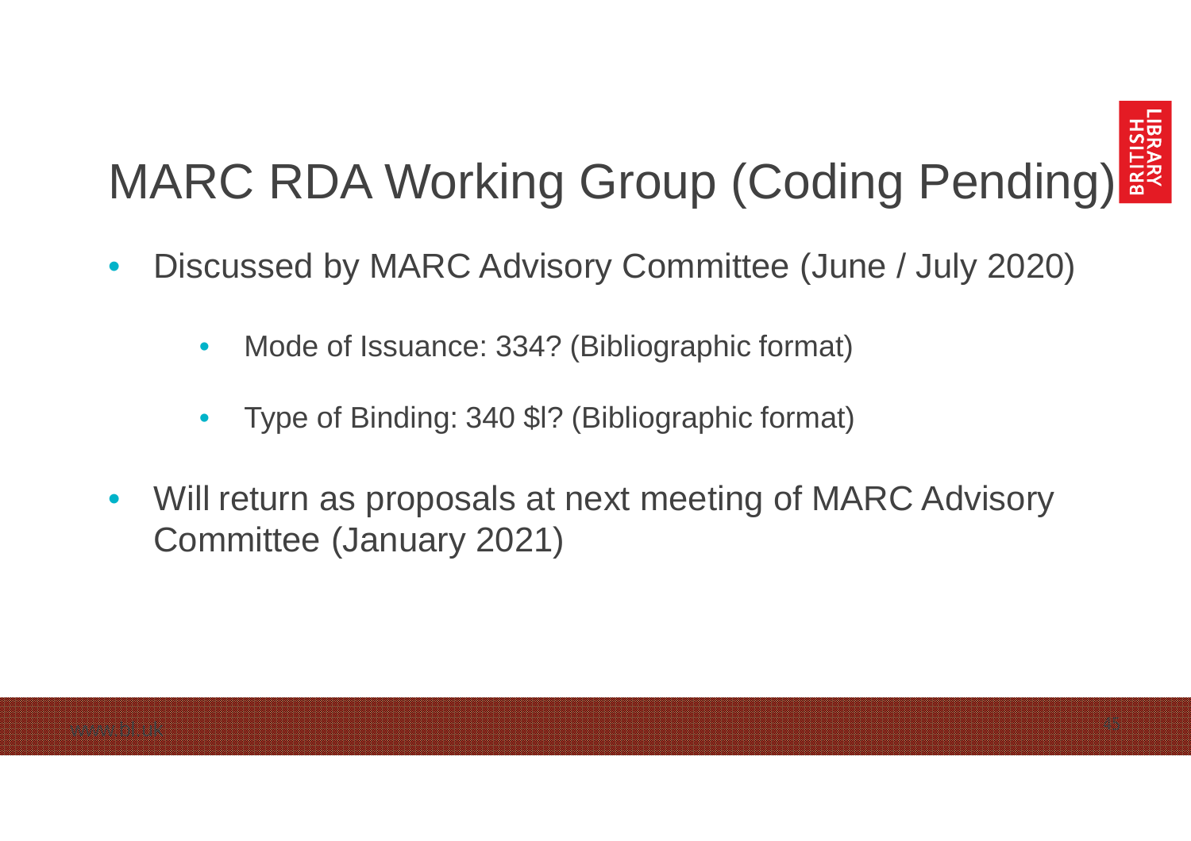# MARC RDA Working Group (Coding Pending)

- Discussed by MARC Advisory Committee (June / July 2020)
  - Mode of Issuance: 334? (Bibliographic format)
  - Type of Binding: 340 $l? (Bibliographic format)
- Will return as proposals at next meeting of MARC Advisory Committee (January 2021)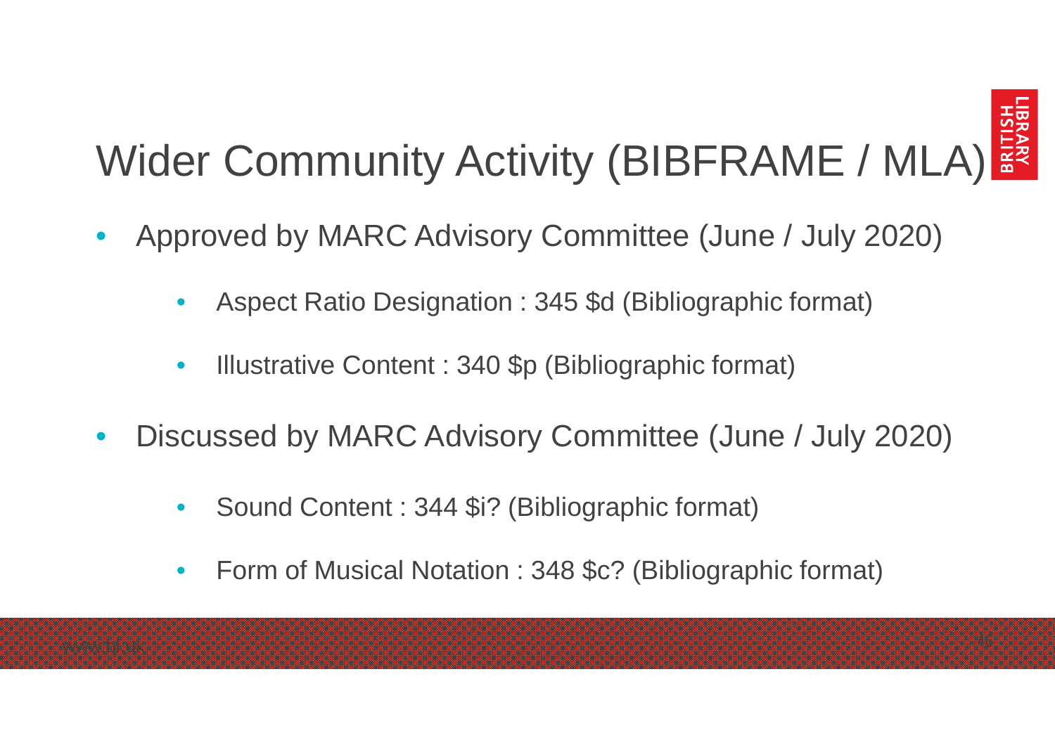# Wider Community Activity (BIBFRAME / MLA)

- Approved by MARC Advisory Committee (June / July 2020)
  - Aspect Ratio Designation : 345 $d (Bibliographic format)
  - Illustrative Content : 340 $p (Bibliographic format)
- Discussed by MARC Advisory Committee (June / July 2020)
  - Sound Content : 344 $i? (Bibliographic format)
  - Form of Musical Notation : 348 $c? (Bibliographic format)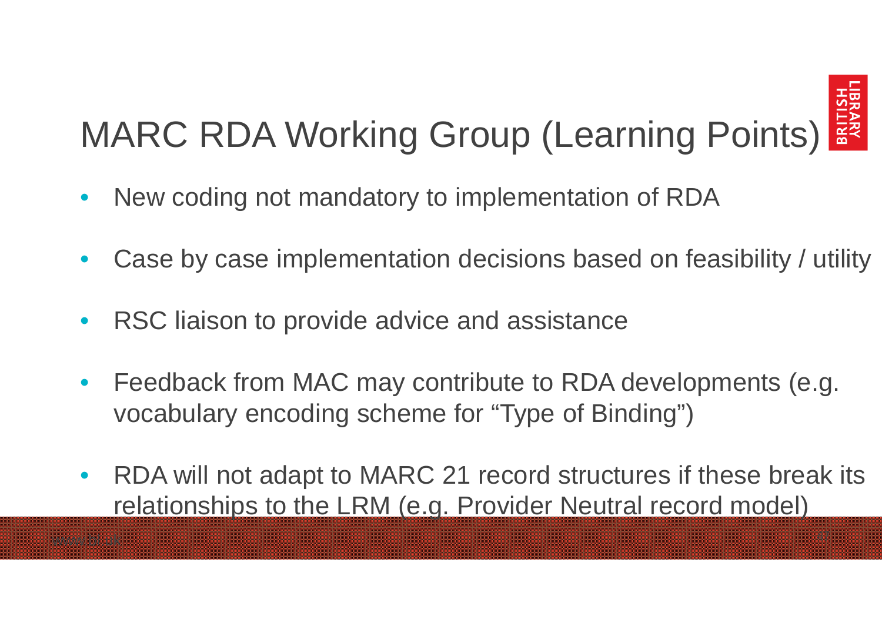# MARC RDA Working Group (Learning Points)

- New coding not mandatory to implementation of RDA
- Case by case implementation decisions based on feasibility / utility
- RSC liaison to provide advice and assistance
- Feedback from MAC may contribute to RDA developments (e.g. vocabulary encoding scheme for "Type of Binding")
- RDA will not adapt to MARC 21 record structures if these break its relationships to the LRM (e.g. Provider Neutral record model)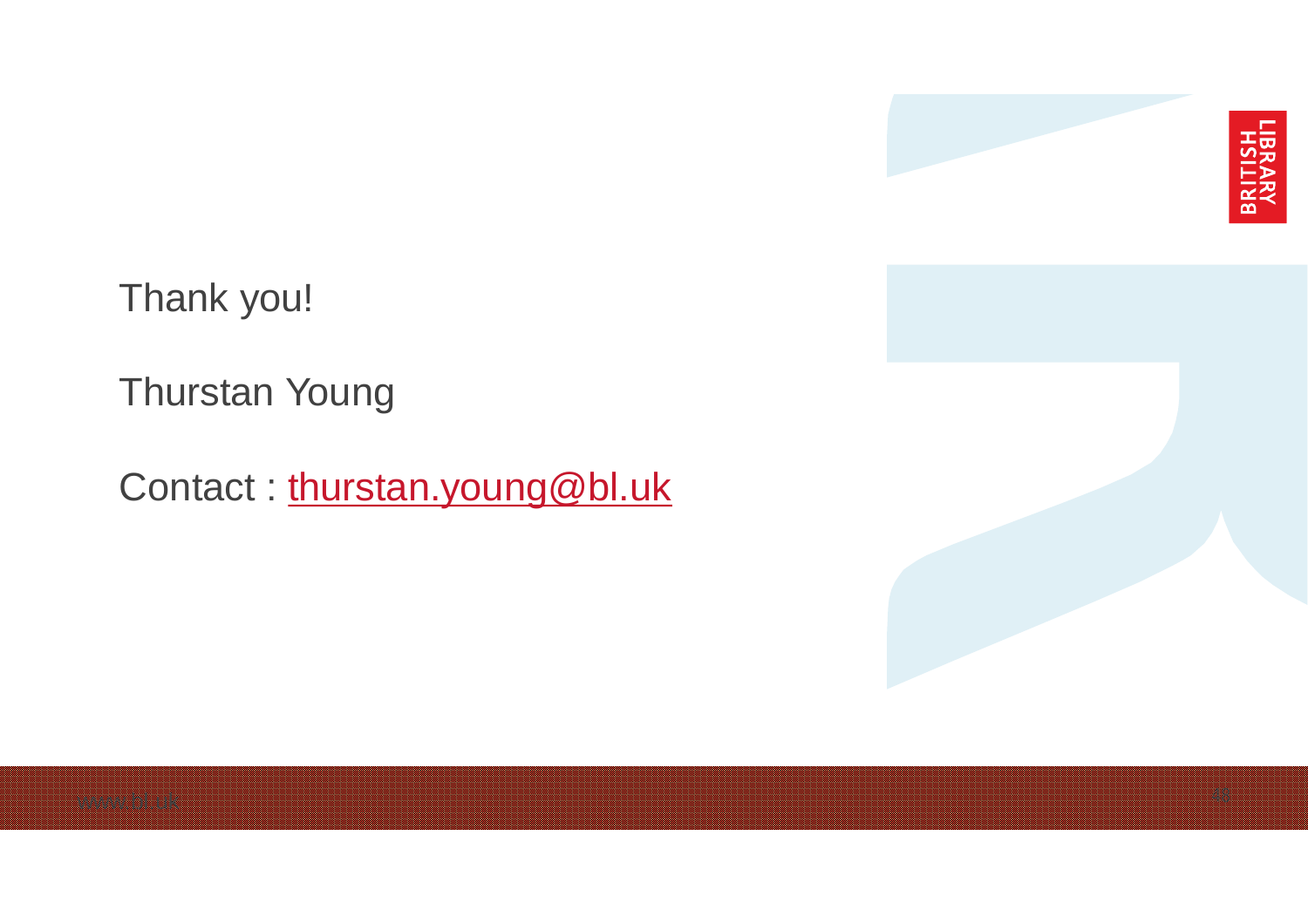Thank you!

Thurstan Young

Contact : thurstan.young@bl.uk